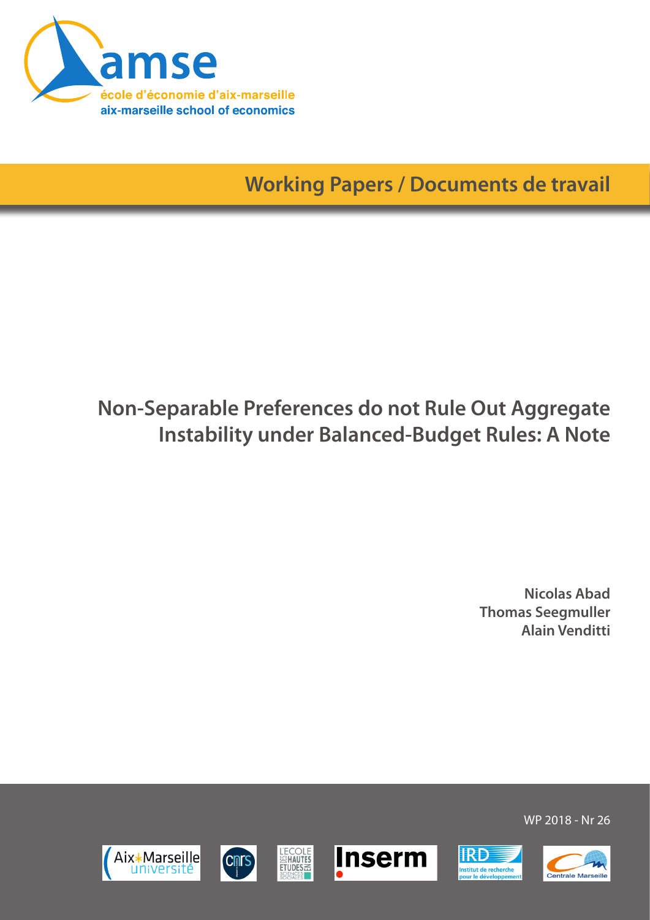amse

école d'économie d'aix-marseille
aix-marseille school of economics

Working Papers / Documents de travail

# Non-Separable Preferences do not Rule Out Aggregate Instability under Balanced-Budget Rules: A Note

**Nicolas Abad**
**Thomas Seegmuller**
**Alain Venditti**

WP 2018 - Nr 26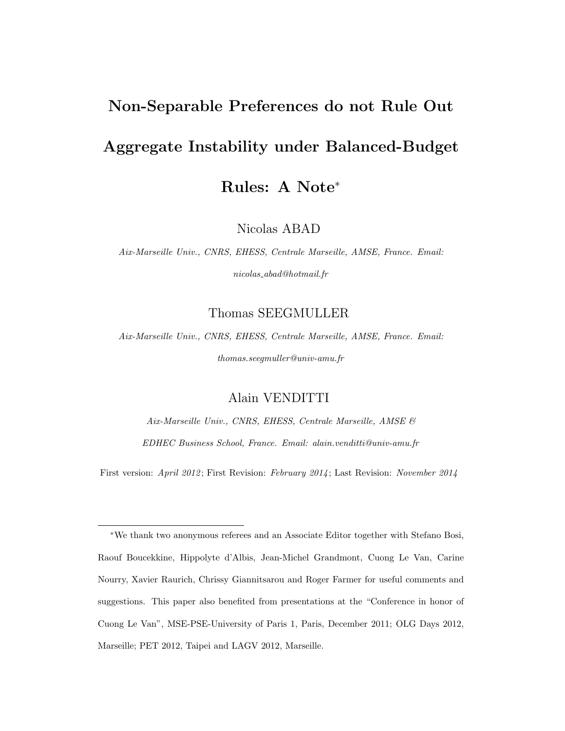# Non-Separable Preferences do not Rule Out Aggregate Instability under Balanced-Budget Rules: A Note*

Nicolas ABAD

*Aix-Marseille Univ., CNRS, EHESS, Centrale Marseille, AMSE, France. Email: nicolas_abad@hotmail.fr*

Thomas SEEGMULLER

*Aix-Marseille Univ., CNRS, EHESS, Centrale Marseille, AMSE, France. Email: thomas.seegmuller@univ-amu.fr*

Alain VENDITTI

*Aix-Marseille Univ., CNRS, EHESS, Centrale Marseille, AMSE & EDHEC Business School, France. Email: alain.venditti@univ-amu.fr*

First version: *April 2012*; First Revision: *February 2014*; Last Revision: *November 2014*

---

*We thank two anonymous referees and an Associate Editor together with Stefano Bosi, Raouf Boucekkine, Hippolyte d'Albis, Jean-Michel Grandmont, Cuong Le Van, Carine Nourry, Xavier Raurich, Chrissy Giannitsarou and Roger Farmer for useful comments and suggestions. This paper also benefited from presentations at the "Conference in honor of Cuong Le Van", MSE-PSE-University of Paris 1, Paris, December 2011; OLG Days 2012, Marseille; PET 2012, Taipei and LAGV 2012, Marseille.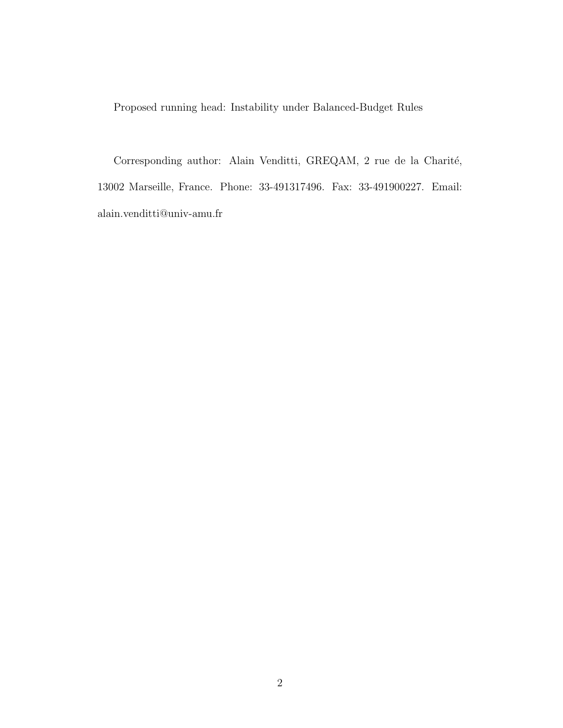Proposed running head: Instability under Balanced-Budget Rules

Corresponding author: Alain Venditti, GREQAM, 2 rue de la Charité, 13002 Marseille, France. Phone: 33-491317496. Fax: 33-491900227. Email: alain.venditti@univ-amu.fr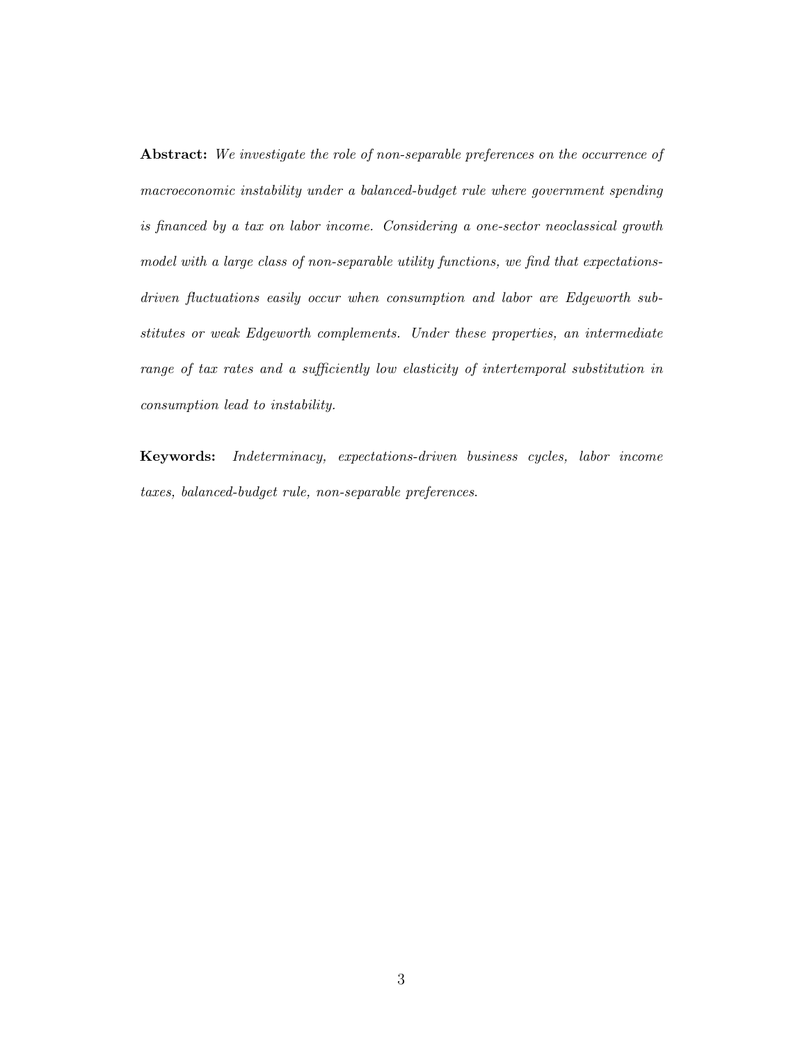**Abstract:** *We investigate the role of non-separable preferences on the occurrence of macroeconomic instability under a balanced-budget rule where government spending is financed by a tax on labor income. Considering a one-sector neoclassical growth model with a large class of non-separable utility functions, we find that expectations-driven fluctuations easily occur when consumption and labor are Edgeworth substitutes or weak Edgeworth complements. Under these properties, an intermediate range of tax rates and a sufficiently low elasticity of intertemporal substitution in consumption lead to instability.*

**Keywords:** *Indeterminacy, expectations-driven business cycles, labor income taxes, balanced-budget rule, non-separable preferences.*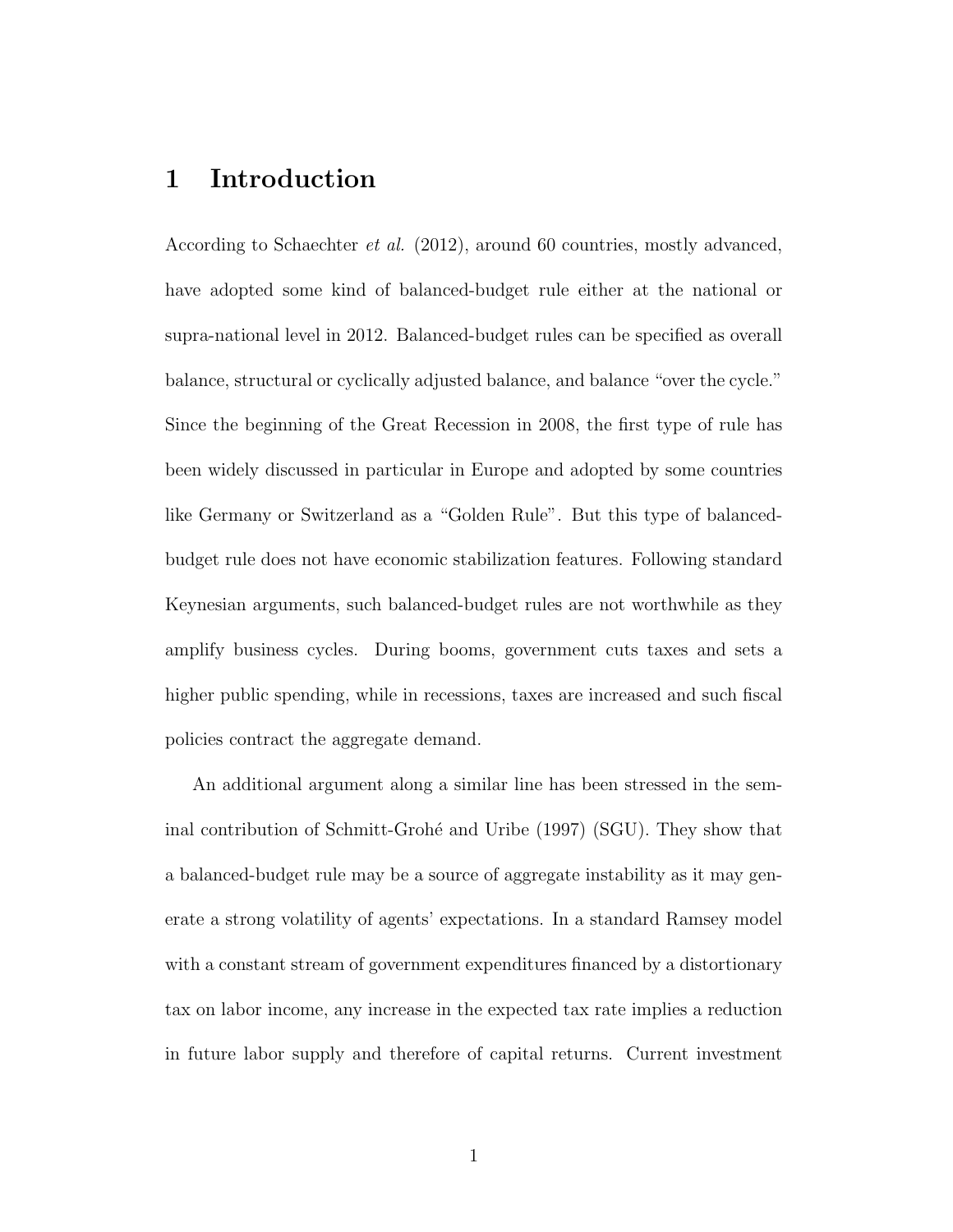# 1 Introduction

According to Schaechter *et al.* (2012), around 60 countries, mostly advanced, have adopted some kind of balanced-budget rule either at the national or supra-national level in 2012. Balanced-budget rules can be specified as overall balance, structural or cyclically adjusted balance, and balance "over the cycle." Since the beginning of the Great Recession in 2008, the first type of rule has been widely discussed in particular in Europe and adopted by some countries like Germany or Switzerland as a "Golden Rule". But this type of balanced-budget rule does not have economic stabilization features. Following standard Keynesian arguments, such balanced-budget rules are not worthwhile as they amplify business cycles. During booms, government cuts taxes and sets a higher public spending, while in recessions, taxes are increased and such fiscal policies contract the aggregate demand.

An additional argument along a similar line has been stressed in the seminal contribution of Schmitt-Grohé and Uribe (1997) (SGU). They show that a balanced-budget rule may be a source of aggregate instability as it may generate a strong volatility of agents' expectations. In a standard Ramsey model with a constant stream of government expenditures financed by a distortionary tax on labor income, any increase in the expected tax rate implies a reduction in future labor supply and therefore of capital returns. Current investment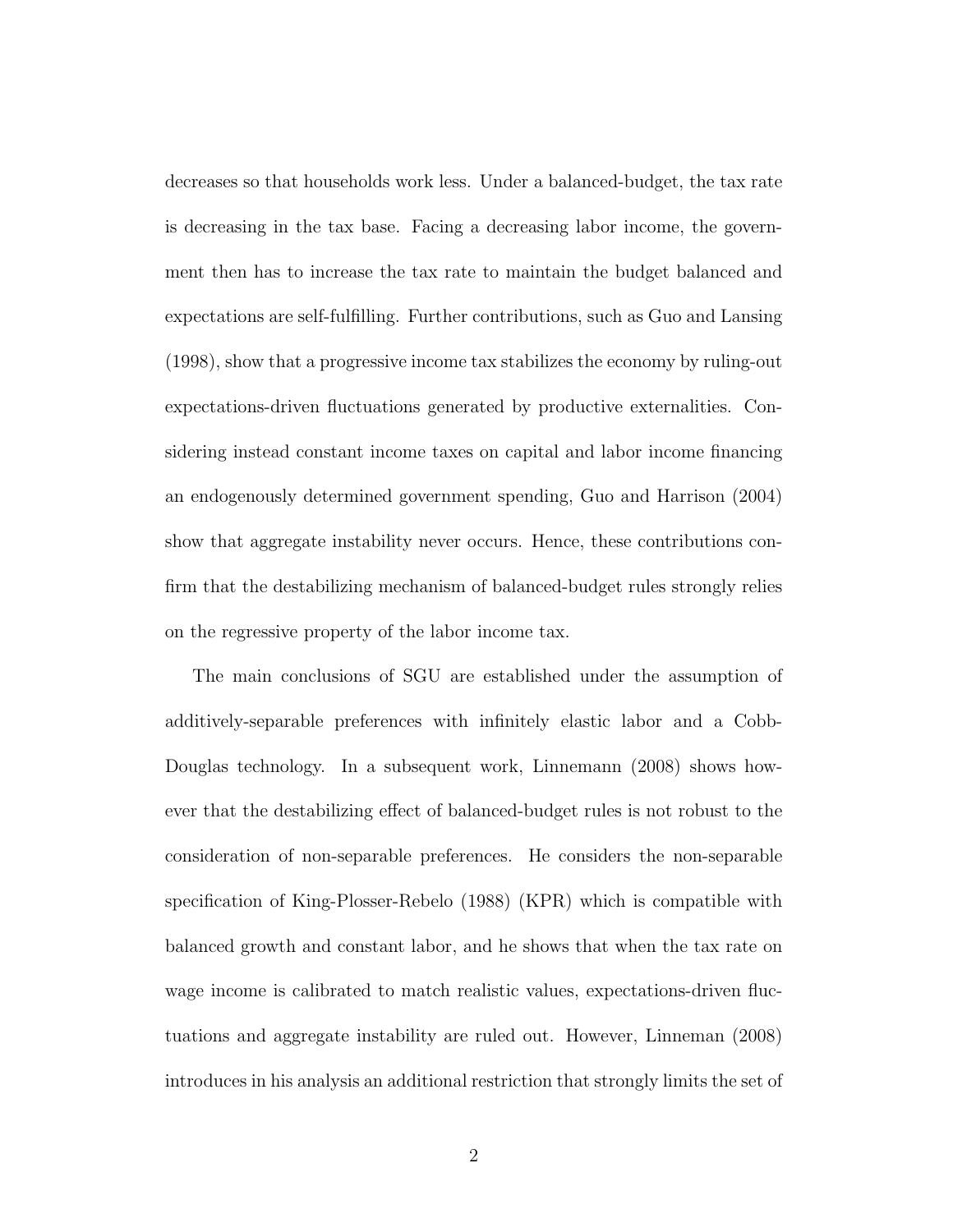decreases so that households work less. Under a balanced-budget, the tax rate is decreasing in the tax base. Facing a decreasing labor income, the government then has to increase the tax rate to maintain the budget balanced and expectations are self-fulfilling. Further contributions, such as Guo and Lansing (1998), show that a progressive income tax stabilizes the economy by ruling-out expectations-driven fluctuations generated by productive externalities. Considering instead constant income taxes on capital and labor income financing an endogenously determined government spending, Guo and Harrison (2004) show that aggregate instability never occurs. Hence, these contributions confirm that the destabilizing mechanism of balanced-budget rules strongly relies on the regressive property of the labor income tax.

The main conclusions of SGU are established under the assumption of additively-separable preferences with infinitely elastic labor and a Cobb-Douglas technology. In a subsequent work, Linnemann (2008) shows however that the destabilizing effect of balanced-budget rules is not robust to the consideration of non-separable preferences. He considers the non-separable specification of King-Plosser-Rebelo (1988) (KPR) which is compatible with balanced growth and constant labor, and he shows that when the tax rate on wage income is calibrated to match realistic values, expectations-driven fluctuations and aggregate instability are ruled out. However, Linneman (2008) introduces in his analysis an additional restriction that strongly limits the set of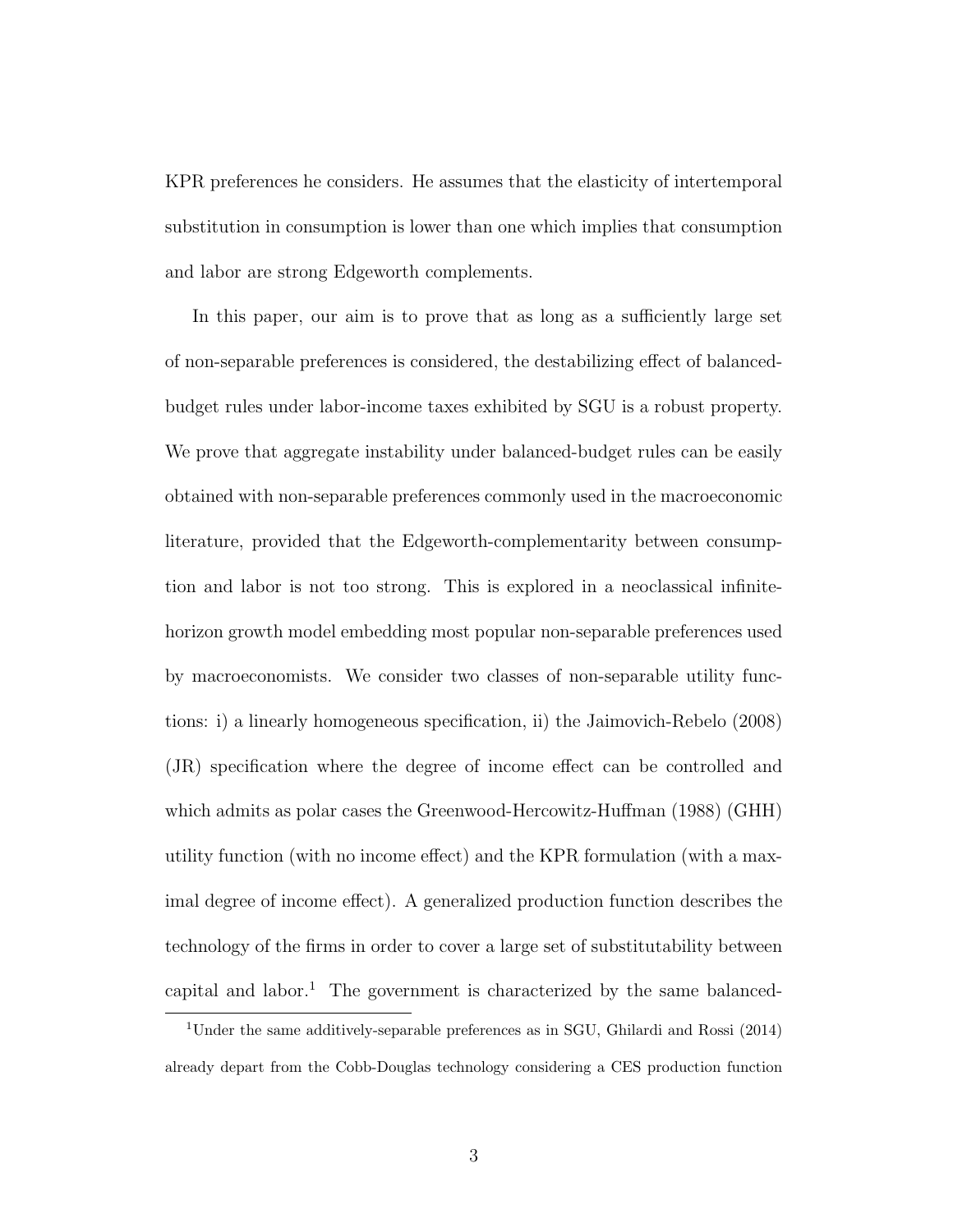KPR preferences he considers. He assumes that the elasticity of intertemporal substitution in consumption is lower than one which implies that consumption and labor are strong Edgeworth complements.

In this paper, our aim is to prove that as long as a sufficiently large set of non-separable preferences is considered, the destabilizing effect of balanced-budget rules under labor-income taxes exhibited by SGU is a robust property. We prove that aggregate instability under balanced-budget rules can be easily obtained with non-separable preferences commonly used in the macroeconomic literature, provided that the Edgeworth-complementarity between consumption and labor is not too strong. This is explored in a neoclassical infinite-horizon growth model embedding most popular non-separable preferences used by macroeconomists. We consider two classes of non-separable utility functions: i) a linearly homogeneous specification, ii) the Jaimovich-Rebelo (2008) (JR) specification where the degree of income effect can be controlled and which admits as polar cases the Greenwood-Hercowitz-Huffman (1988) (GHH) utility function (with no income effect) and the KPR formulation (with a maximal degree of income effect). A generalized production function describes the technology of the firms in order to cover a large set of substitutability between capital and labor.[1] The government is characterized by the same balanced-

[1] Under the same additively-separable preferences as in SGU, Ghilardi and Rossi (2014) already depart from the Cobb-Douglas technology considering a CES production function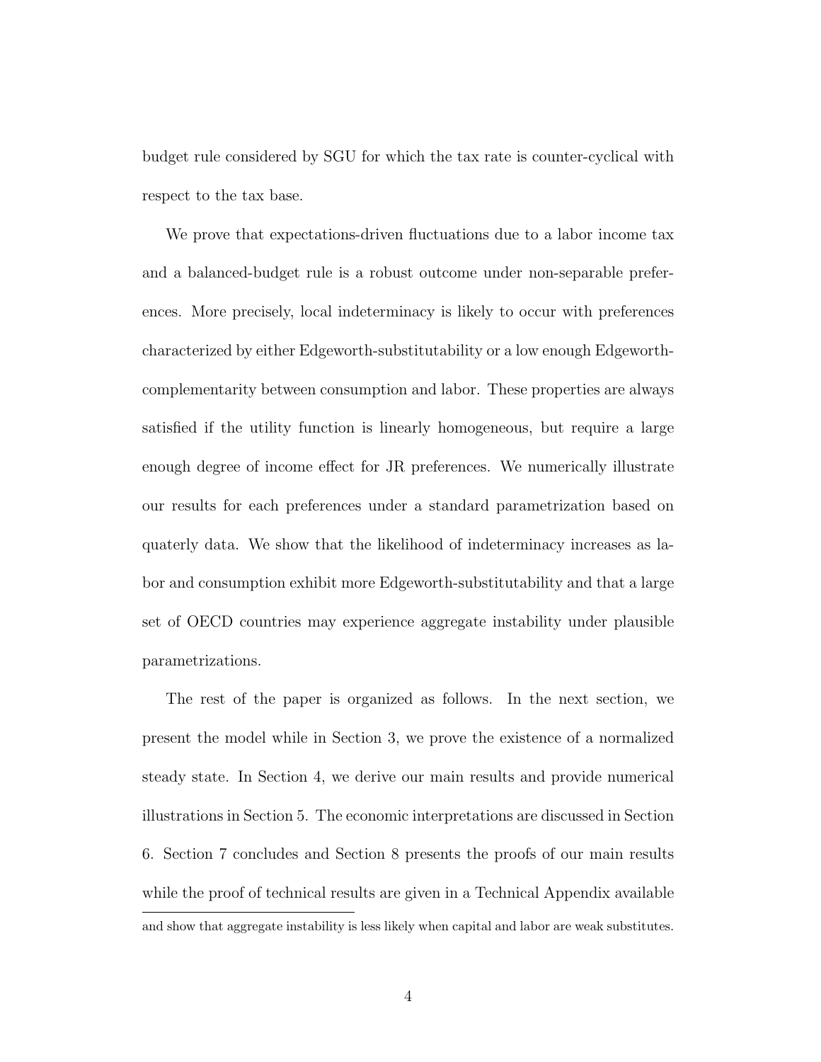budget rule considered by SGU for which the tax rate is counter-cyclical with respect to the tax base.

We prove that expectations-driven fluctuations due to a labor income tax and a balanced-budget rule is a robust outcome under non-separable preferences. More precisely, local indeterminacy is likely to occur with preferences characterized by either Edgeworth-substitutability or a low enough Edgeworth-complementarity between consumption and labor. These properties are always satisfied if the utility function is linearly homogeneous, but require a large enough degree of income effect for JR preferences. We numerically illustrate our results for each preferences under a standard parametrization based on quaterly data. We show that the likelihood of indeterminacy increases as labor and consumption exhibit more Edgeworth-substitutability and that a large set of OECD countries may experience aggregate instability under plausible parametrizations.

The rest of the paper is organized as follows. In the next section, we present the model while in Section 3, we prove the existence of a normalized steady state. In Section 4, we derive our main results and provide numerical illustrations in Section 5. The economic interpretations are discussed in Section 6. Section 7 concludes and Section 8 presents the proofs of our main results while the proof of technical results are given in a Technical Appendix available

and show that aggregate instability is less likely when capital and labor are weak substitutes.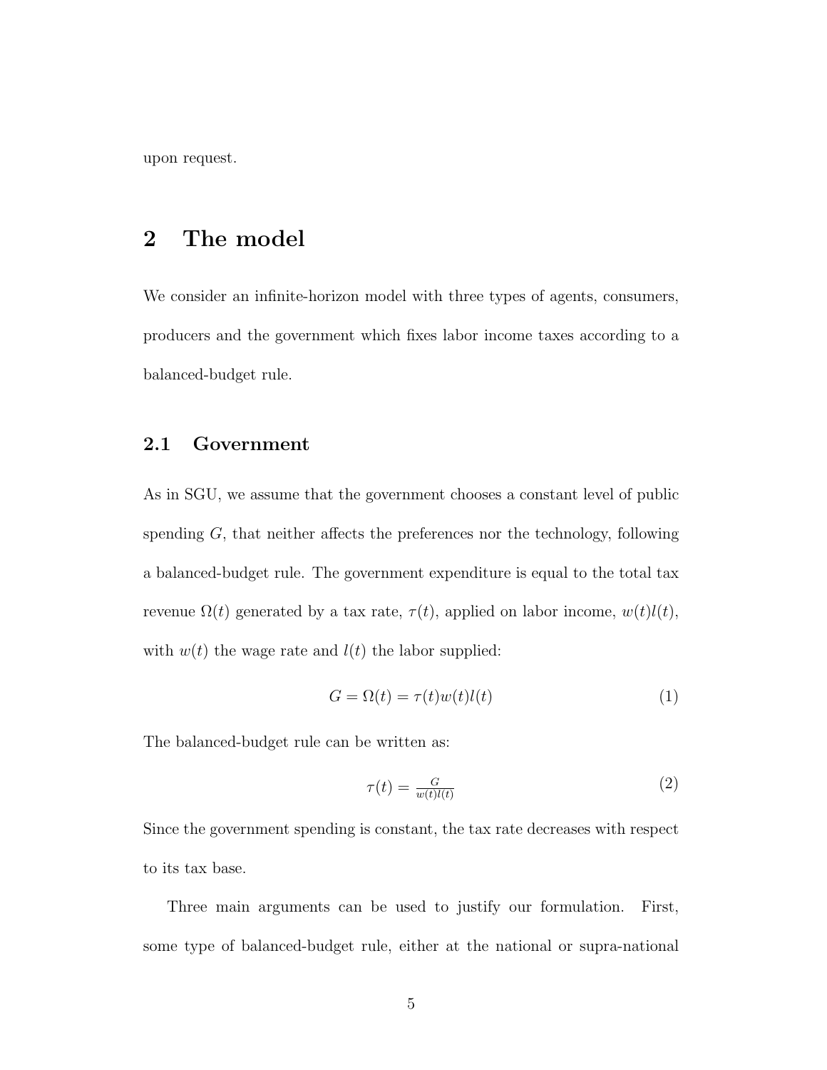upon request.

# 2 The model

We consider an infinite-horizon model with three types of agents, consumers, producers and the government which fixes labor income taxes according to a balanced-budget rule.

## 2.1 Government

As in SGU, we assume that the government chooses a constant level of public spending $G$, that neither affects the preferences nor the technology, following a balanced-budget rule. The government expenditure is equal to the total tax revenue $\Omega(t)$ generated by a tax rate, $\tau(t)$, applied on labor income, $w(t)l(t)$, with $w(t)$ the wage rate and $l(t)$ the labor supplied:

$$G = \Omega(t) = \tau(t)w(t)l(t) \tag{1}$$

The balanced-budget rule can be written as:

$$\tau(t) = \frac{G}{w(t)l(t)} \tag{2}$$

Since the government spending is constant, the tax rate decreases with respect to its tax base.

Three main arguments can be used to justify our formulation. First, some type of balanced-budget rule, either at the national or supra-national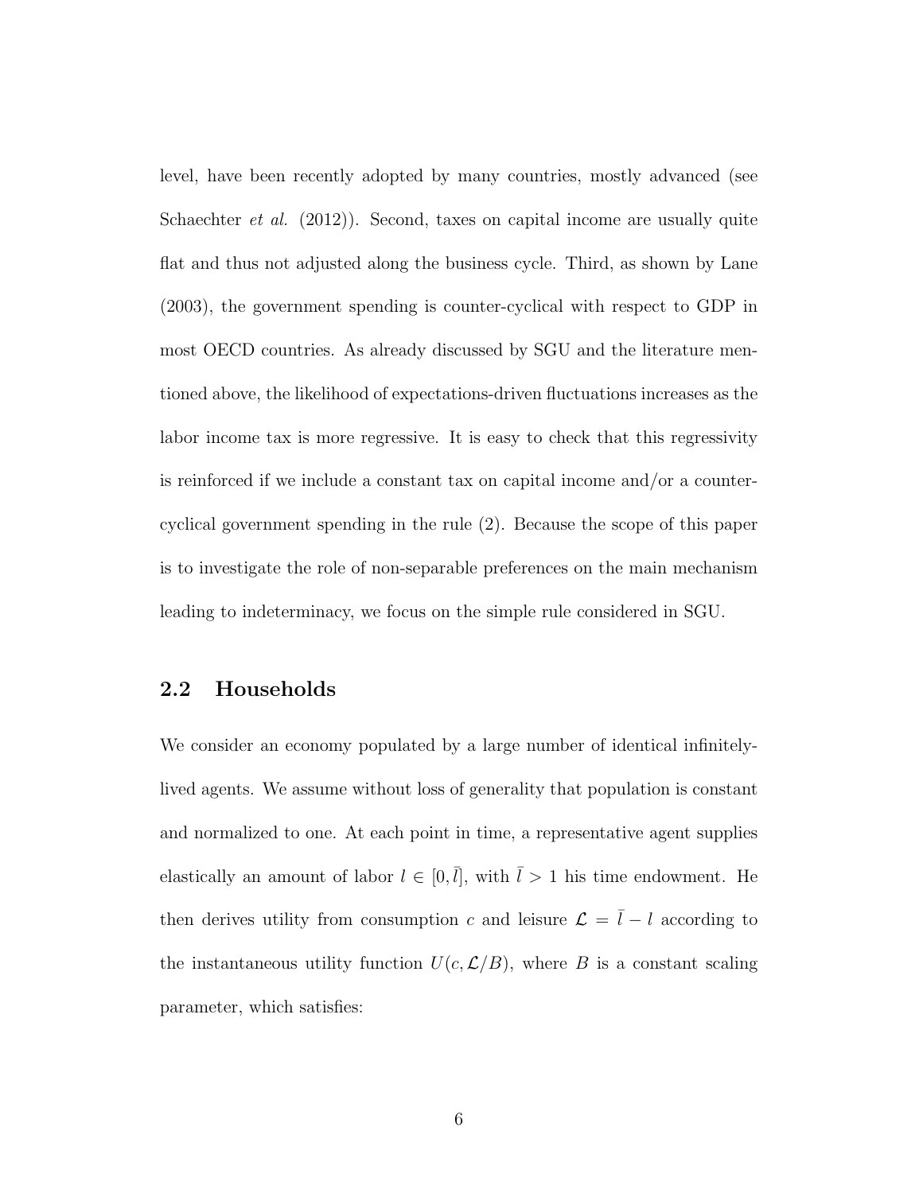level, have been recently adopted by many countries, mostly advanced (see Schaechter *et al.* (2012)). Second, taxes on capital income are usually quite flat and thus not adjusted along the business cycle. Third, as shown by Lane (2003), the government spending is counter-cyclical with respect to GDP in most OECD countries. As already discussed by SGU and the literature mentioned above, the likelihood of expectations-driven fluctuations increases as the labor income tax is more regressive. It is easy to check that this regressivity is reinforced if we include a constant tax on capital income and/or a counter-cyclical government spending in the rule (2). Because the scope of this paper is to investigate the role of non-separable preferences on the main mechanism leading to indeterminacy, we focus on the simple rule considered in SGU.

## 2.2 Households

We consider an economy populated by a large number of identical infinitely-lived agents. We assume without loss of generality that population is constant and normalized to one. At each point in time, a representative agent supplies elastically an amount of labor $l \in [0, \bar{l}]$, with $\bar{l} > 1$ his time endowment. He then derives utility from consumption $c$ and leisure $\mathcal{L} = \bar{l} - l$ according to the instantaneous utility function $U(c, \mathcal{L}/B)$, where $B$ is a constant scaling parameter, which satisfies: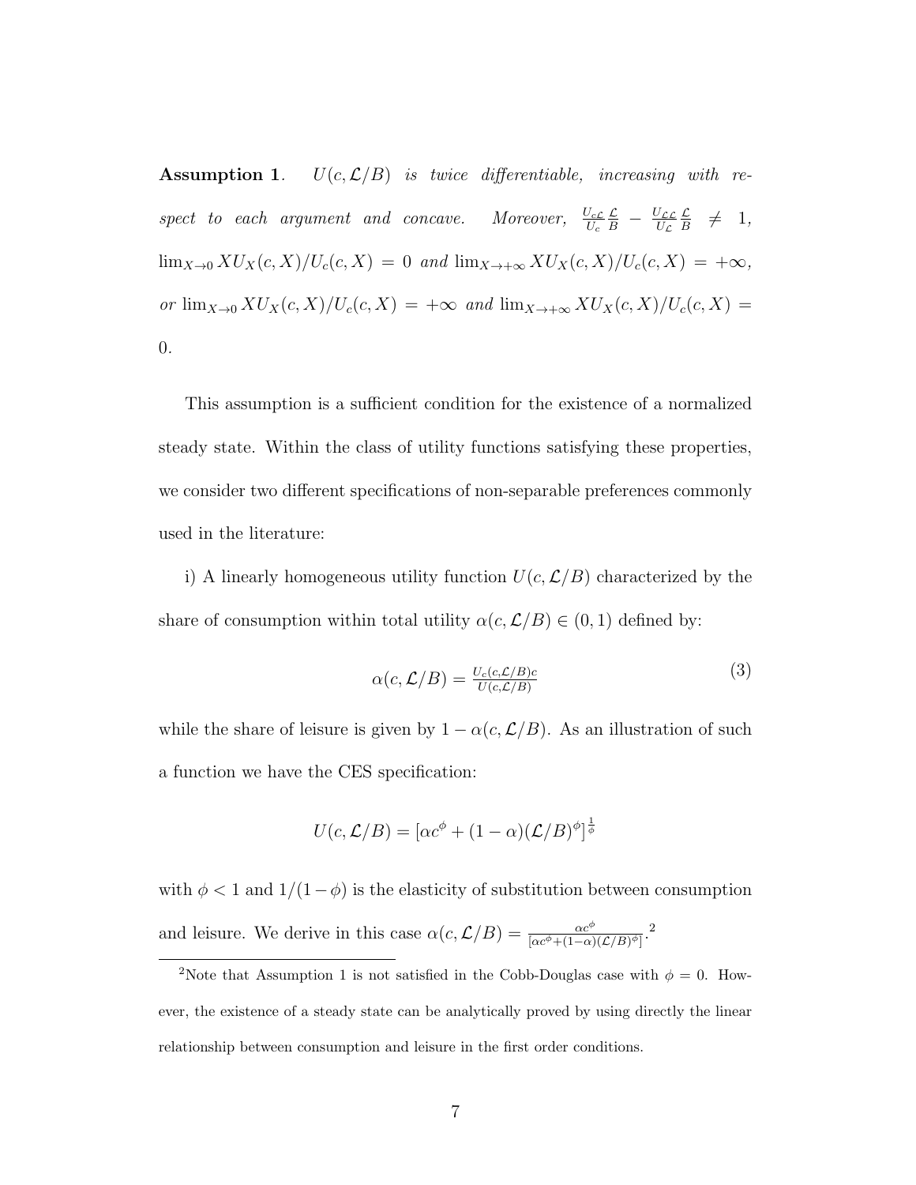**Assumption 1**. *$U(c, \mathcal{L}/B)$ is twice differentiable, increasing with respect to each argument and concave. Moreover, $\frac{U_{c\mathcal{L}}}{U_c}\frac{\mathcal{L}}{B} - \frac{U_{\mathcal{L}\mathcal{L}}}{U_{\mathcal{L}}}\frac{\mathcal{L}}{B} \neq 1$, $\lim_{X \to 0} XU_X(c, X)/U_c(c, X) = 0$ and $\lim_{X \to +\infty} XU_X(c, X)/U_c(c, X) = +\infty$, or $\lim_{X \to 0} XU_X(c, X)/U_c(c, X) = +\infty$ and $\lim_{X \to +\infty} XU_X(c, X)/U_c(c, X) = 0$.*

This assumption is a sufficient condition for the existence of a normalized steady state. Within the class of utility functions satisfying these properties, we consider two different specifications of non-separable preferences commonly used in the literature:

i) A linearly homogeneous utility function $U(c, \mathcal{L}/B)$ characterized by the share of consumption within total utility $\alpha(c, \mathcal{L}/B) \in (0, 1)$ defined by:

$$\alpha(c, \mathcal{L}/B) = \frac{U_c(c, \mathcal{L}/B)c}{U(c, \mathcal{L}/B)} \tag{3}$$

while the share of leisure is given by $1 - \alpha(c, \mathcal{L}/B)$. As an illustration of such a function we have the CES specification:

$$U(c, \mathcal{L}/B) = [\alpha c^{\phi} + (1 - \alpha)(\mathcal{L}/B)^{\phi}]^{\frac{1}{\phi}}$$

with $\phi < 1$ and $1/(1 - \phi)$ is the elasticity of substitution between consumption and leisure. We derive in this case $\alpha(c, \mathcal{L}/B) = \frac{\alpha c^{\phi}}{[\alpha c^{\phi} + (1 - \alpha)(\mathcal{L}/B)^{\phi}]}$.[2]

[2]Note that Assumption 1 is not satisfied in the Cobb-Douglas case with $\phi = 0$. However, the existence of a steady state can be analytically proved by using directly the linear relationship between consumption and leisure in the first order conditions.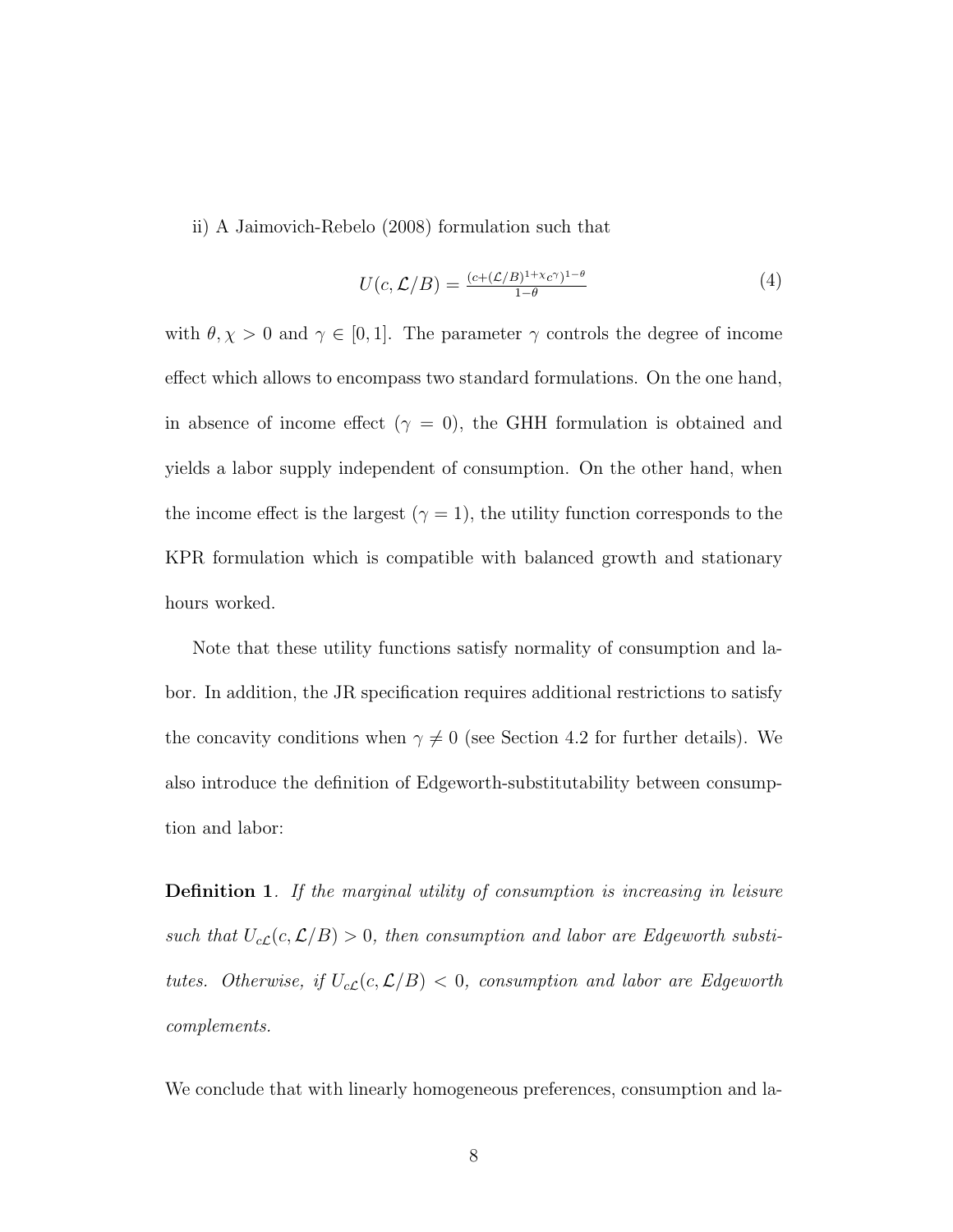ii) A Jaimovich-Rebelo (2008) formulation such that

$$U(c, \mathcal{L}/B) = \frac{(c+(\mathcal{L}/B)^{1+\chi}c^{\gamma})^{1-\theta}}{1-\theta} \tag{4}$$

with $\theta, \chi > 0$ and $\gamma \in [0, 1]$. The parameter $\gamma$ controls the degree of income effect which allows to encompass two standard formulations. On the one hand, in absence of income effect ($\gamma = 0$), the GHH formulation is obtained and yields a labor supply independent of consumption. On the other hand, when the income effect is the largest ($\gamma = 1$), the utility function corresponds to the KPR formulation which is compatible with balanced growth and stationary hours worked.

Note that these utility functions satisfy normality of consumption and labor. In addition, the JR specification requires additional restrictions to satisfy the concavity conditions when $\gamma \neq 0$ (see Section 4.2 for further details). We also introduce the definition of Edgeworth-substitutability between consumption and labor:

**Definition 1**. *If the marginal utility of consumption is increasing in leisure such that $U_{c\mathcal{L}}(c, \mathcal{L}/B) > 0$, then consumption and labor are Edgeworth substitutes. Otherwise, if $U_{c\mathcal{L}}(c, \mathcal{L}/B) < 0$, consumption and labor are Edgeworth complements.*

We conclude that with linearly homogeneous preferences, consumption and la-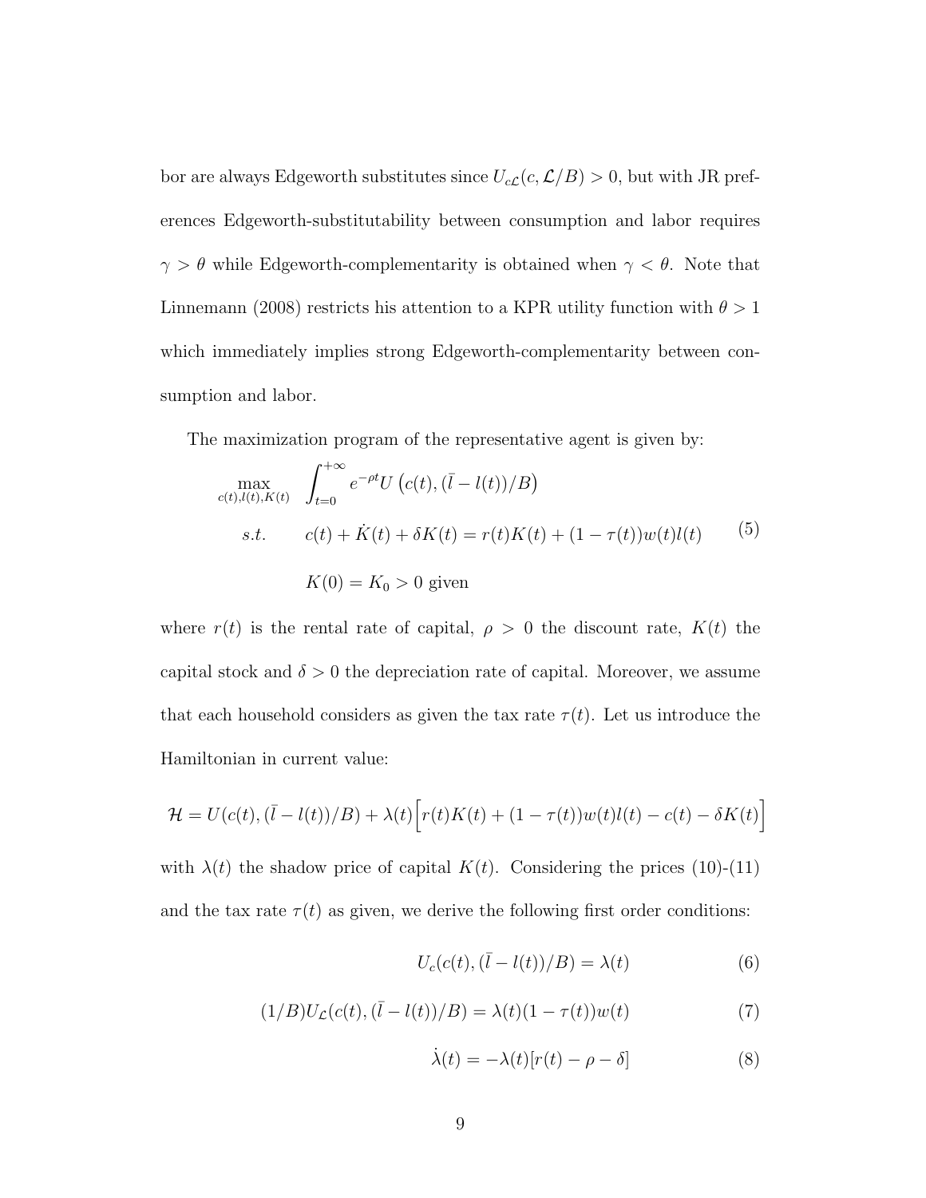bor are always Edgeworth substitutes since $U_{c\mathcal{L}}(c, \mathcal{L}/B) > 0$, but with JR preferences Edgeworth-substitutability between consumption and labor requires $\gamma > \theta$ while Edgeworth-complementarity is obtained when $\gamma < \theta$. Note that Linnemann (2008) restricts his attention to a KPR utility function with $\theta > 1$ which immediately implies strong Edgeworth-complementarity between consumption and labor.

The maximization program of the representative agent is given by:

$$
\begin{aligned}
\max_{c(t),l(t),K(t)} \quad & \int_{t=0}^{+\infty} e^{-\rho t} U\left(c(t), (\bar{l} - l(t))/B\right) \\
s.t. \quad & c(t) + \dot{K}(t) + \delta K(t) = r(t)K(t) + (1 - \tau(t))w(t)l(t) \\
& K(0) = K_0 > 0 \text{ given}
\end{aligned}
\tag{5}
$$

where $r(t)$ is the rental rate of capital, $\rho > 0$ the discount rate, $K(t)$ the capital stock and $\delta > 0$ the depreciation rate of capital. Moreover, we assume that each household considers as given the tax rate $\tau(t)$. Let us introduce the Hamiltonian in current value:

$$
\mathcal{H} = U(c(t), (\bar{l} - l(t))/B) + \lambda(t)\Big[r(t)K(t) + (1 - \tau(t))w(t)l(t) - c(t) - \delta K(t)\Big]
$$

with $\lambda(t)$ the shadow price of capital $K(t)$. Considering the prices (10)-(11) and the tax rate $\tau(t)$ as given, we derive the following first order conditions:

$$
U_c(c(t), (\bar{l} - l(t))/B) = \lambda(t) \tag{6}
$$

$$
(1/B)U_{\mathcal{L}}(c(t), (\bar{l} - l(t))/B) = \lambda(t)(1 - \tau(t))w(t) \tag{7}
$$

$$
\dot{\lambda}(t) = -\lambda(t)[r(t) - \rho - \delta] \tag{8}
$$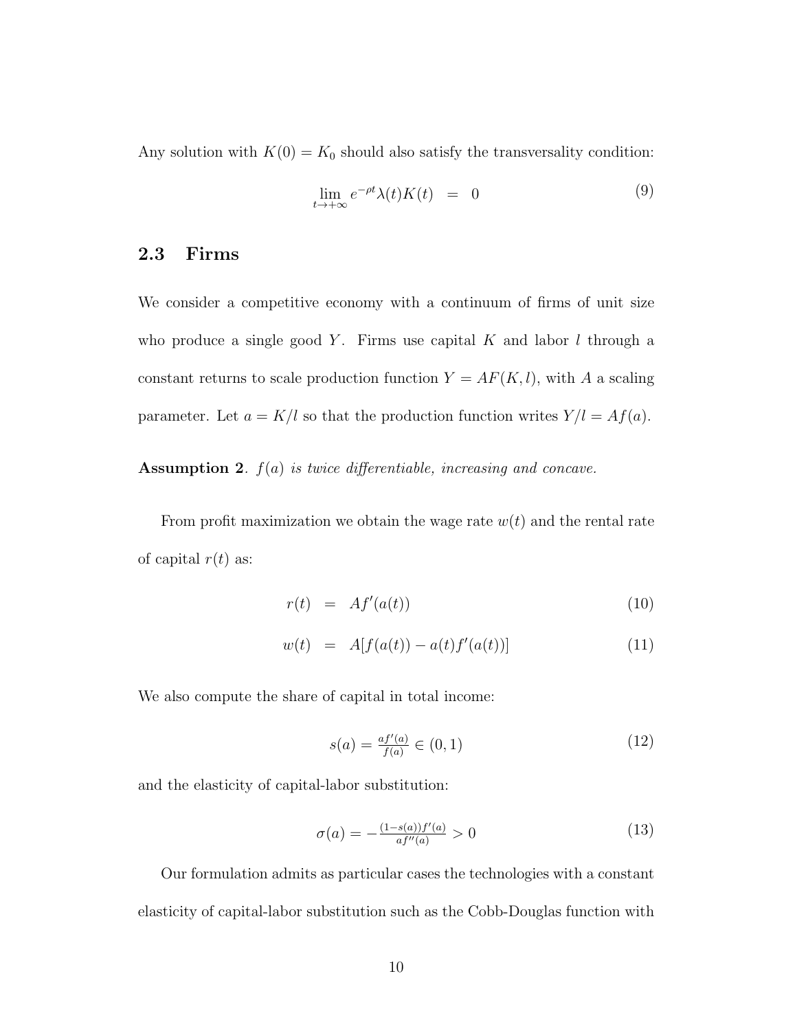Any solution with $K(0) = K_0$ should also satisfy the transversality condition:

$$\lim_{t \to +\infty} e^{-\rho t} \lambda(t) K(t) \;\; = \;\; 0 \tag{9}$$

## 2.3 Firms

We consider a competitive economy with a continuum of firms of unit size who produce a single good $Y$. Firms use capital $K$ and labor $l$ through a constant returns to scale production function $Y = AF(K, l)$, with $A$ a scaling parameter. Let $a = K/l$ so that the production function writes $Y/l = Af(a)$.

**Assumption 2**. *$f(a)$ is twice differentiable, increasing and concave.*

From profit maximization we obtain the wage rate $w(t)$ and the rental rate of capital $r(t)$ as:

$$r(t) \;\; = \;\; Af'(a(t)) \tag{10}$$

$$w(t) \;\; = \;\; A[f(a(t)) - a(t)f'(a(t))] \tag{11}$$

We also compute the share of capital in total income:

$$s(a) = \tfrac{af'(a)}{f(a)} \in (0, 1) \tag{12}$$

and the elasticity of capital-labor substitution:

$$\sigma(a) = -\tfrac{(1-s(a))f'(a)}{af''(a)} > 0 \tag{13}$$

Our formulation admits as particular cases the technologies with a constant elasticity of capital-labor substitution such as the Cobb-Douglas function with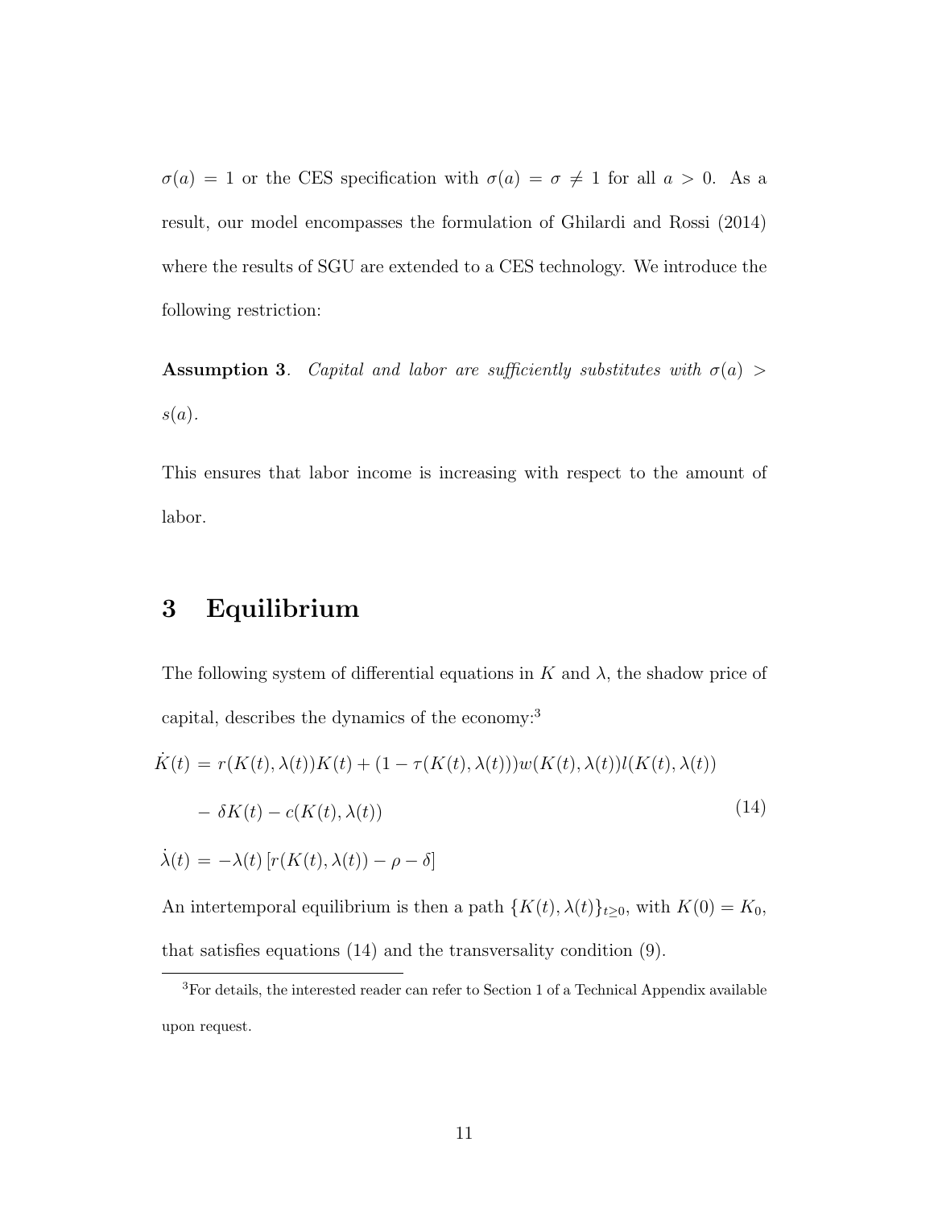$\sigma(a) = 1$ or the CES specification with $\sigma(a) = \sigma \neq 1$ for all $a > 0$. As a result, our model encompasses the formulation of Ghilardi and Rossi (2014) where the results of SGU are extended to a CES technology. We introduce the following restriction:

**Assumption 3**. *Capital and labor are sufficiently substitutes with* $\sigma(a) > s(a)$.

This ensures that labor income is increasing with respect to the amount of labor.

# 3 Equilibrium

The following system of differential equations in $K$ and $\lambda$, the shadow price of capital, describes the dynamics of the economy:[3]

$$
\begin{aligned}
\dot{K}(t) &= r(K(t), \lambda(t))K(t) + (1 - \tau(K(t), \lambda(t)))w(K(t), \lambda(t))l(K(t), \lambda(t)) \\
&\quad - \delta K(t) - c(K(t), \lambda(t)) \\
\dot{\lambda}(t) &= -\lambda(t)\left[r(K(t), \lambda(t)) - \rho - \delta\right]
\end{aligned}
\tag{14}
$$

An intertemporal equilibrium is then a path $\{K(t), \lambda(t)\}_{t \geq 0}$, with $K(0) = K_0$, that satisfies equations (14) and the transversality condition (9).

[3] For details, the interested reader can refer to Section 1 of a Technical Appendix available upon request.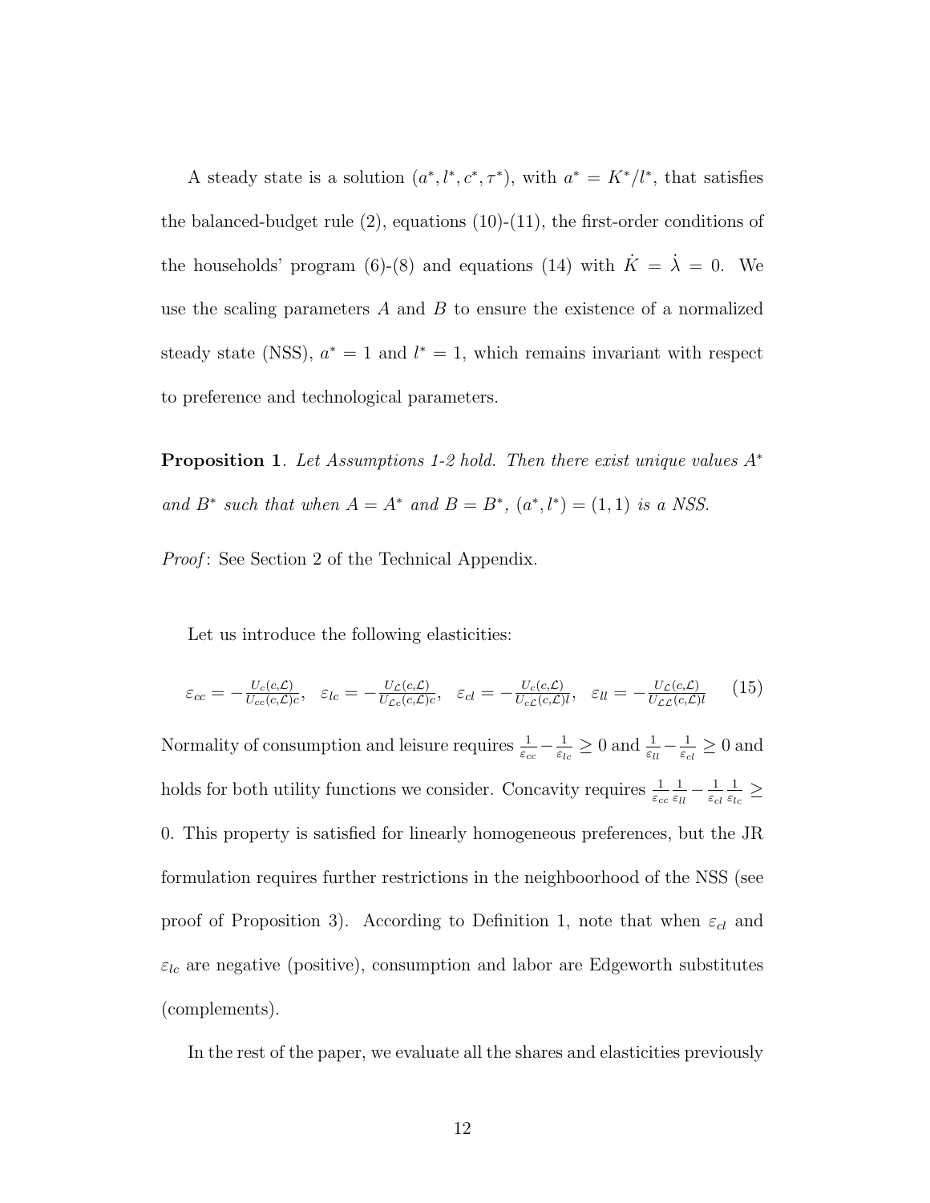A steady state is a solution $(a^*, l^*, c^*, \tau^*)$, with $a^* = K^*/l^*$, that satisfies the balanced-budget rule (2), equations (10)-(11), the first-order conditions of the households' program (6)-(8) and equations (14) with $\dot{K} = \dot{\lambda} = 0$. We use the scaling parameters $A$ and $B$ to ensure the existence of a normalized steady state (NSS), $a^* = 1$ and $l^* = 1$, which remains invariant with respect to preference and technological parameters.

**Proposition 1**. *Let Assumptions 1-2 hold. Then there exist unique values $A^*$ and $B^*$ such that when $A = A^*$ and $B = B^*$, $(a^*, l^*) = (1, 1)$ is a NSS.*

*Proof*: See Section 2 of the Technical Appendix.

Let us introduce the following elasticities:

$$\varepsilon_{cc} = -\frac{U_c(c,\mathcal{L})}{U_{cc}(c,\mathcal{L})c}, \quad \varepsilon_{lc} = -\frac{U_{\mathcal{L}}(c,\mathcal{L})}{U_{\mathcal{L}c}(c,\mathcal{L})c}, \quad \varepsilon_{cl} = -\frac{U_c(c,\mathcal{L})}{U_{c\mathcal{L}}(c,\mathcal{L})l}, \quad \varepsilon_{ll} = -\frac{U_{\mathcal{L}}(c,\mathcal{L})}{U_{\mathcal{L}\mathcal{L}}(c,\mathcal{L})l} \tag{15}$$

Normality of consumption and leisure requires $\frac{1}{\varepsilon_{cc}} - \frac{1}{\varepsilon_{lc}} \geq 0$ and $\frac{1}{\varepsilon_{ll}} - \frac{1}{\varepsilon_{cl}} \geq 0$ and holds for both utility functions we consider. Concavity requires $\frac{1}{\varepsilon_{cc}}\frac{1}{\varepsilon_{ll}} - \frac{1}{\varepsilon_{cl}}\frac{1}{\varepsilon_{lc}} \geq 0$. This property is satisfied for linearly homogeneous preferences, but the JR formulation requires further restrictions in the neighboorhood of the NSS (see proof of Proposition 3). According to Definition 1, note that when $\varepsilon_{cl}$ and $\varepsilon_{lc}$ are negative (positive), consumption and labor are Edgeworth substitutes (complements).

In the rest of the paper, we evaluate all the shares and elasticities previously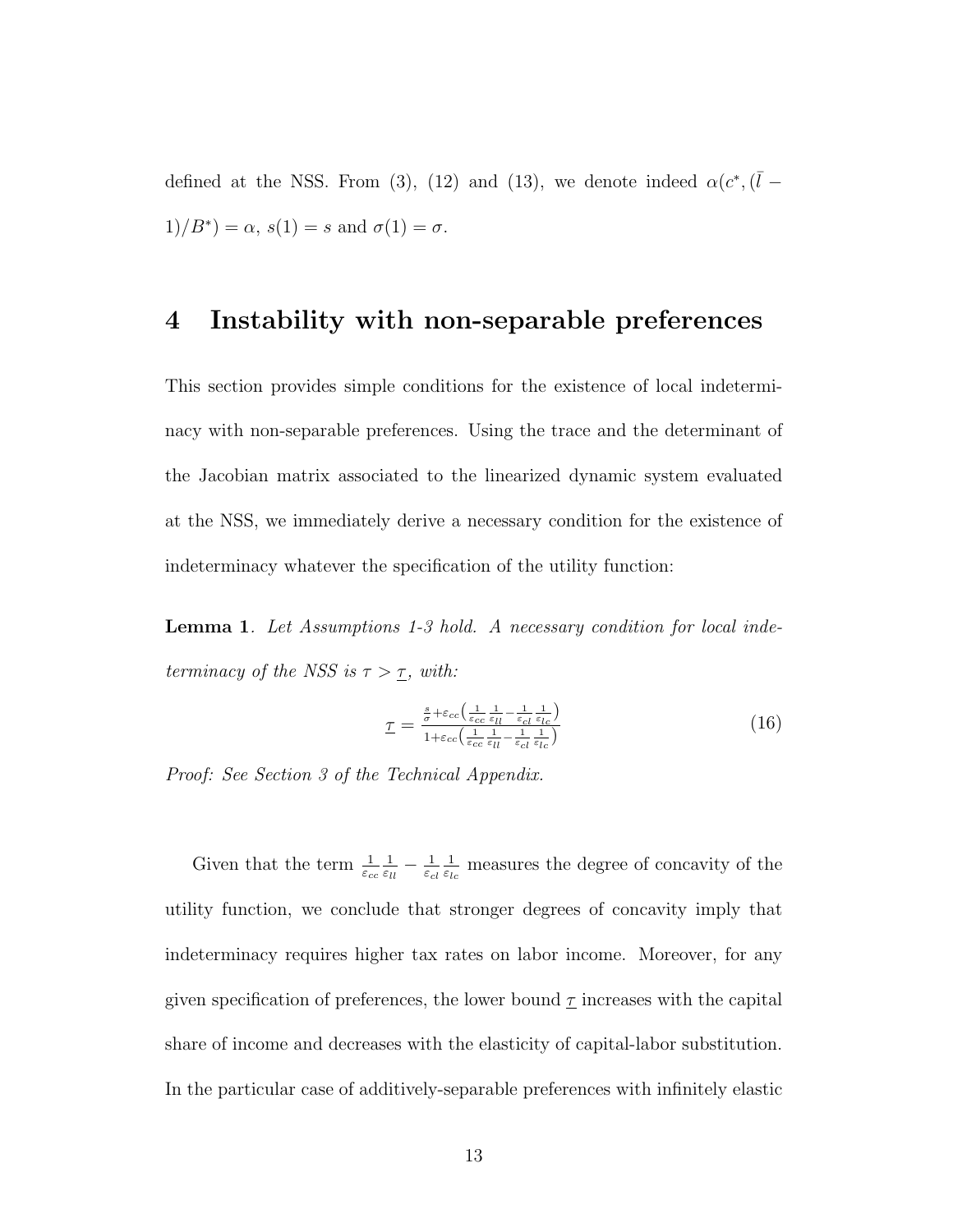defined at the NSS. From (3), (12) and (13), we denote indeed $\alpha(c^*, (\bar{l} - 1)/B^*) = \alpha$, $s(1) = s$ and $\sigma(1) = \sigma$.

# 4 Instability with non-separable preferences

This section provides simple conditions for the existence of local indeterminacy with non-separable preferences. Using the trace and the determinant of the Jacobian matrix associated to the linearized dynamic system evaluated at the NSS, we immediately derive a necessary condition for the existence of indeterminacy whatever the specification of the utility function:

**Lemma 1**. *Let Assumptions 1-3 hold. A necessary condition for local indeterminacy of the NSS is $\tau > \underline{\tau}$, with:*

$$\underline{\tau} = \frac{\frac{s}{\sigma} + \varepsilon_{cc}\left(\frac{1}{\varepsilon_{cc}}\frac{1}{\varepsilon_{ll}} - \frac{1}{\varepsilon_{cl}}\frac{1}{\varepsilon_{lc}}\right)}{1 + \varepsilon_{cc}\left(\frac{1}{\varepsilon_{cc}}\frac{1}{\varepsilon_{ll}} - \frac{1}{\varepsilon_{cl}}\frac{1}{\varepsilon_{lc}}\right)} \tag{16}$$

*Proof: See Section 3 of the Technical Appendix.*

Given that the term $\frac{1}{\varepsilon_{cc}}\frac{1}{\varepsilon_{ll}} - \frac{1}{\varepsilon_{cl}}\frac{1}{\varepsilon_{lc}}$ measures the degree of concavity of the utility function, we conclude that stronger degrees of concavity imply that indeterminacy requires higher tax rates on labor income. Moreover, for any given specification of preferences, the lower bound $\underline{\tau}$ increases with the capital share of income and decreases with the elasticity of capital-labor substitution. In the particular case of additively-separable preferences with infinitely elastic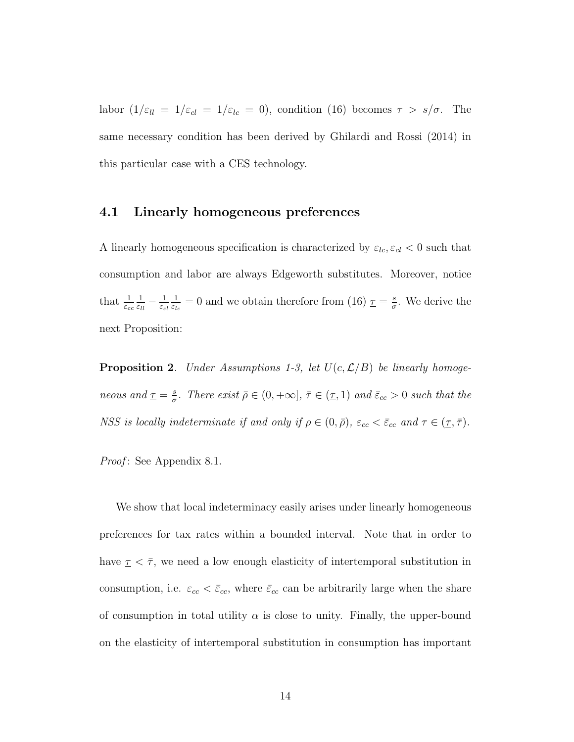labor ($1/\varepsilon_{ll} = 1/\varepsilon_{cl} = 1/\varepsilon_{lc} = 0$), condition (16) becomes $\tau > s/\sigma$. The same necessary condition has been derived by Ghilardi and Rossi (2014) in this particular case with a CES technology.

## 4.1 Linearly homogeneous preferences

A linearly homogeneous specification is characterized by $\varepsilon_{lc}, \varepsilon_{cl} < 0$ such that consumption and labor are always Edgeworth substitutes. Moreover, notice that $\frac{1}{\varepsilon_{cc}}\frac{1}{\varepsilon_{ll}} - \frac{1}{\varepsilon_{cl}}\frac{1}{\varepsilon_{lc}} = 0$ and we obtain therefore from (16) $\underline{\tau} = \frac{s}{\sigma}$. We derive the next Proposition:

**Proposition 2**. *Under Assumptions 1-3, let $U(c, \mathcal{L}/B)$ be linearly homogeneous and $\underline{\tau} = \frac{s}{\sigma}$. There exist $\bar{\rho} \in (0, +\infty]$, $\bar{\tau} \in (\underline{\tau}, 1)$ and $\bar{\varepsilon}_{cc} > 0$ such that the NSS is locally indeterminate if and only if $\rho \in (0, \bar{\rho})$, $\varepsilon_{cc} < \bar{\varepsilon}_{cc}$ and $\tau \in (\underline{\tau}, \bar{\tau})$.*

*Proof*: See Appendix 8.1.

We show that local indeterminacy easily arises under linearly homogeneous preferences for tax rates within a bounded interval. Note that in order to have $\underline{\tau} < \bar{\tau}$, we need a low enough elasticity of intertemporal substitution in consumption, i.e. $\varepsilon_{cc} < \bar{\varepsilon}_{cc}$, where $\bar{\varepsilon}_{cc}$ can be arbitrarily large when the share of consumption in total utility $\alpha$ is close to unity. Finally, the upper-bound on the elasticity of intertemporal substitution in consumption has important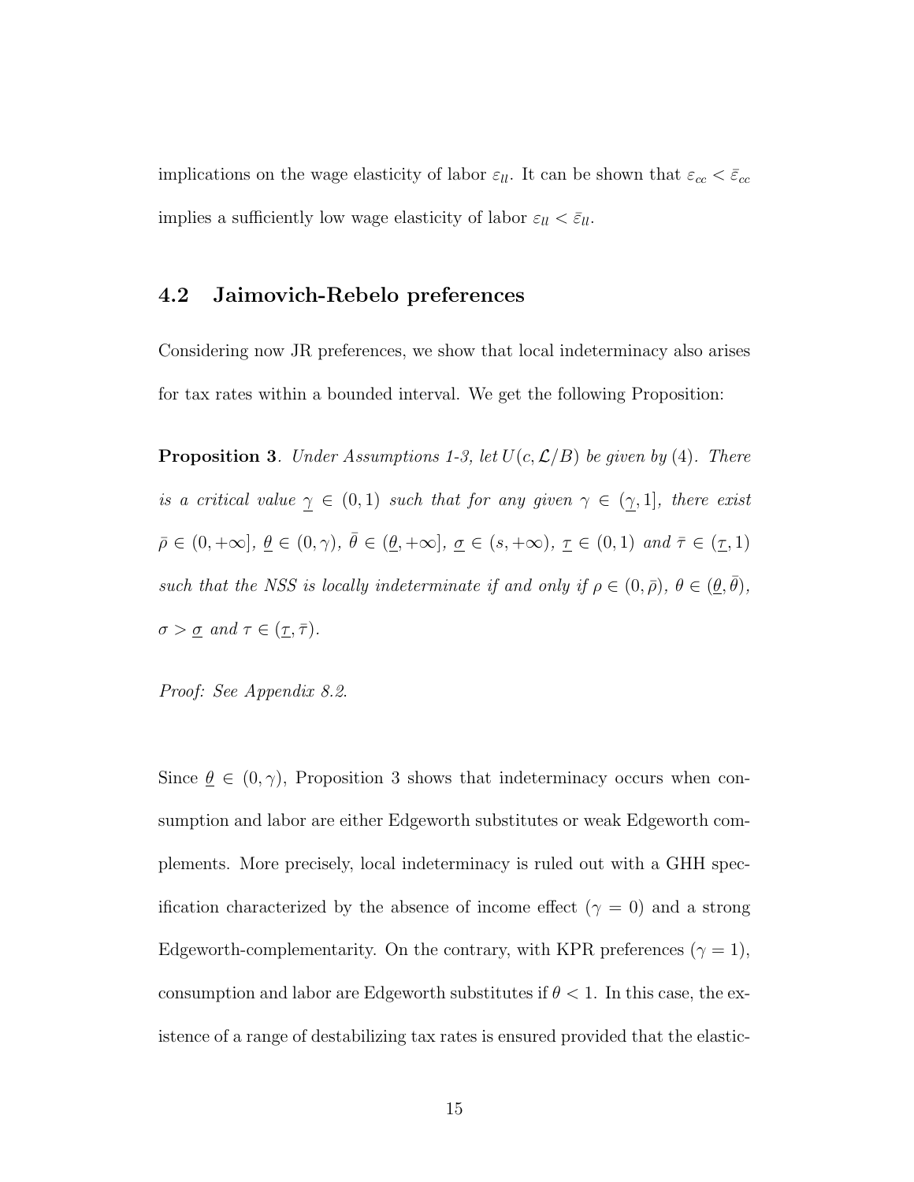implications on the wage elasticity of labor $\varepsilon_{ll}$. It can be shown that $\varepsilon_{cc} < \bar{\varepsilon}_{cc}$ implies a sufficiently low wage elasticity of labor $\varepsilon_{ll} < \bar{\varepsilon}_{ll}$.

## 4.2 Jaimovich-Rebelo preferences

Considering now JR preferences, we show that local indeterminacy also arises for tax rates within a bounded interval. We get the following Proposition:

**Proposition 3**. *Under Assumptions 1-3, let $U(c, \mathcal{L}/B)$ be given by* (4)*. There is a critical value $\underline{\gamma} \in (0, 1)$ such that for any given $\gamma \in (\underline{\gamma}, 1]$, there exist $\bar{\rho} \in (0, +\infty]$, $\underline{\theta} \in (0, \gamma)$, $\bar{\theta} \in (\underline{\theta}, +\infty]$, $\underline{\sigma} \in (s, +\infty)$, $\underline{\tau} \in (0, 1)$ and $\bar{\tau} \in (\underline{\tau}, 1)$ such that the NSS is locally indeterminate if and only if $\rho \in (0, \bar{\rho})$, $\theta \in (\underline{\theta}, \bar{\theta})$, $\sigma > \underline{\sigma}$ and $\tau \in (\underline{\tau}, \bar{\tau})$.*

*Proof: See Appendix 8.2.*

Since $\underline{\theta} \in (0, \gamma)$, Proposition 3 shows that indeterminacy occurs when consumption and labor are either Edgeworth substitutes or weak Edgeworth complements. More precisely, local indeterminacy is ruled out with a GHH specification characterized by the absence of income effect ($\gamma = 0$) and a strong Edgeworth-complementarity. On the contrary, with KPR preferences ($\gamma = 1$), consumption and labor are Edgeworth substitutes if $\theta < 1$. In this case, the existence of a range of destabilizing tax rates is ensured provided that the elastic-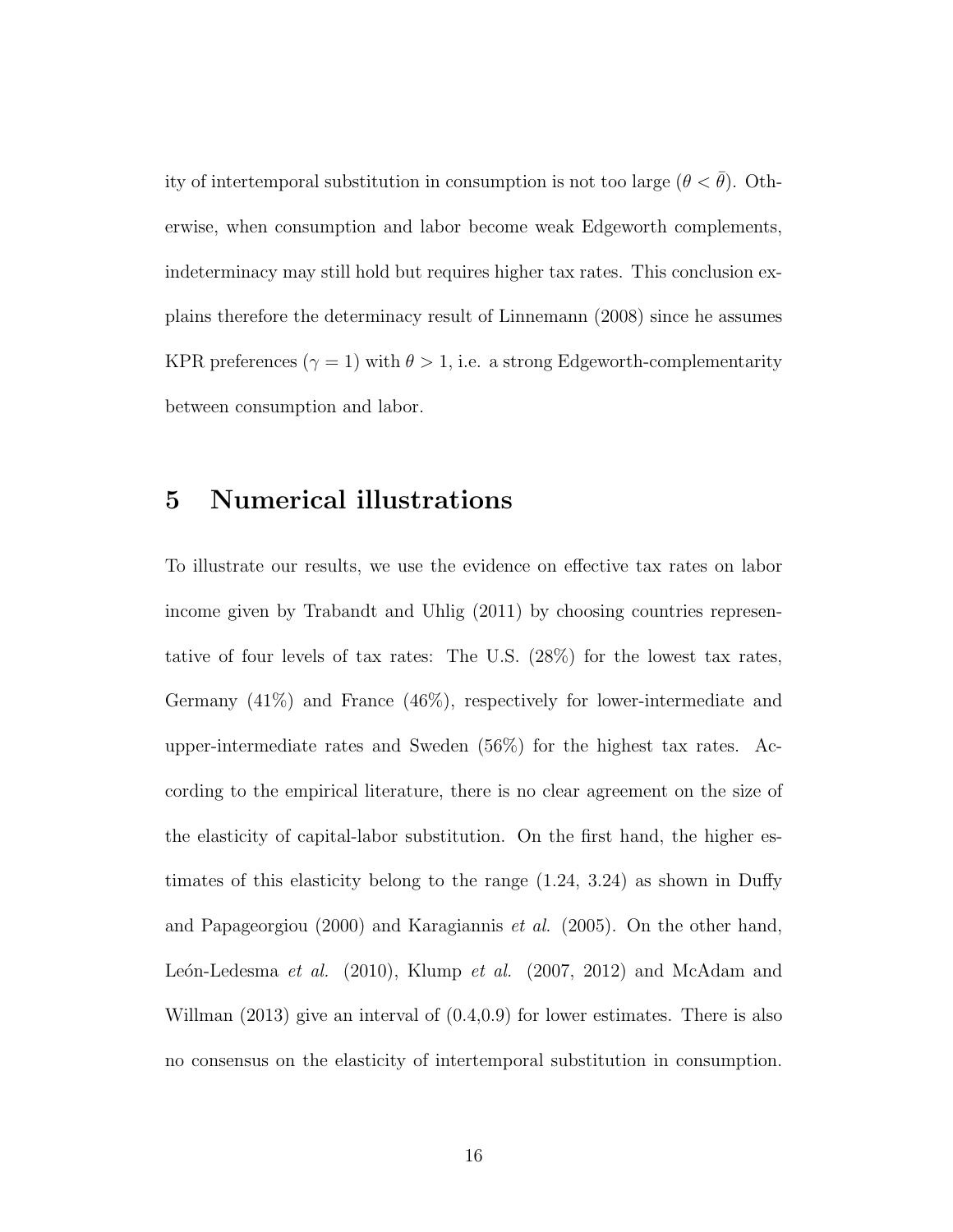ity of intertemporal substitution in consumption is not too large ($\theta < \bar{\theta}$). Otherwise, when consumption and labor become weak Edgeworth complements, indeterminacy may still hold but requires higher tax rates. This conclusion explains therefore the determinacy result of Linnemann (2008) since he assumes KPR preferences ($\gamma = 1$) with $\theta > 1$, i.e. a strong Edgeworth-complementarity between consumption and labor.

# 5 Numerical illustrations

To illustrate our results, we use the evidence on effective tax rates on labor income given by Trabandt and Uhlig (2011) by choosing countries representative of four levels of tax rates: The U.S. (28%) for the lowest tax rates, Germany (41%) and France (46%), respectively for lower-intermediate and upper-intermediate rates and Sweden (56%) for the highest tax rates. According to the empirical literature, there is no clear agreement on the size of the elasticity of capital-labor substitution. On the first hand, the higher estimates of this elasticity belong to the range (1.24, 3.24) as shown in Duffy and Papageorgiou (2000) and Karagiannis *et al.* (2005). On the other hand, León-Ledesma *et al.* (2010), Klump *et al.* (2007, 2012) and McAdam and Willman (2013) give an interval of (0.4,0.9) for lower estimates. There is also no consensus on the elasticity of intertemporal substitution in consumption.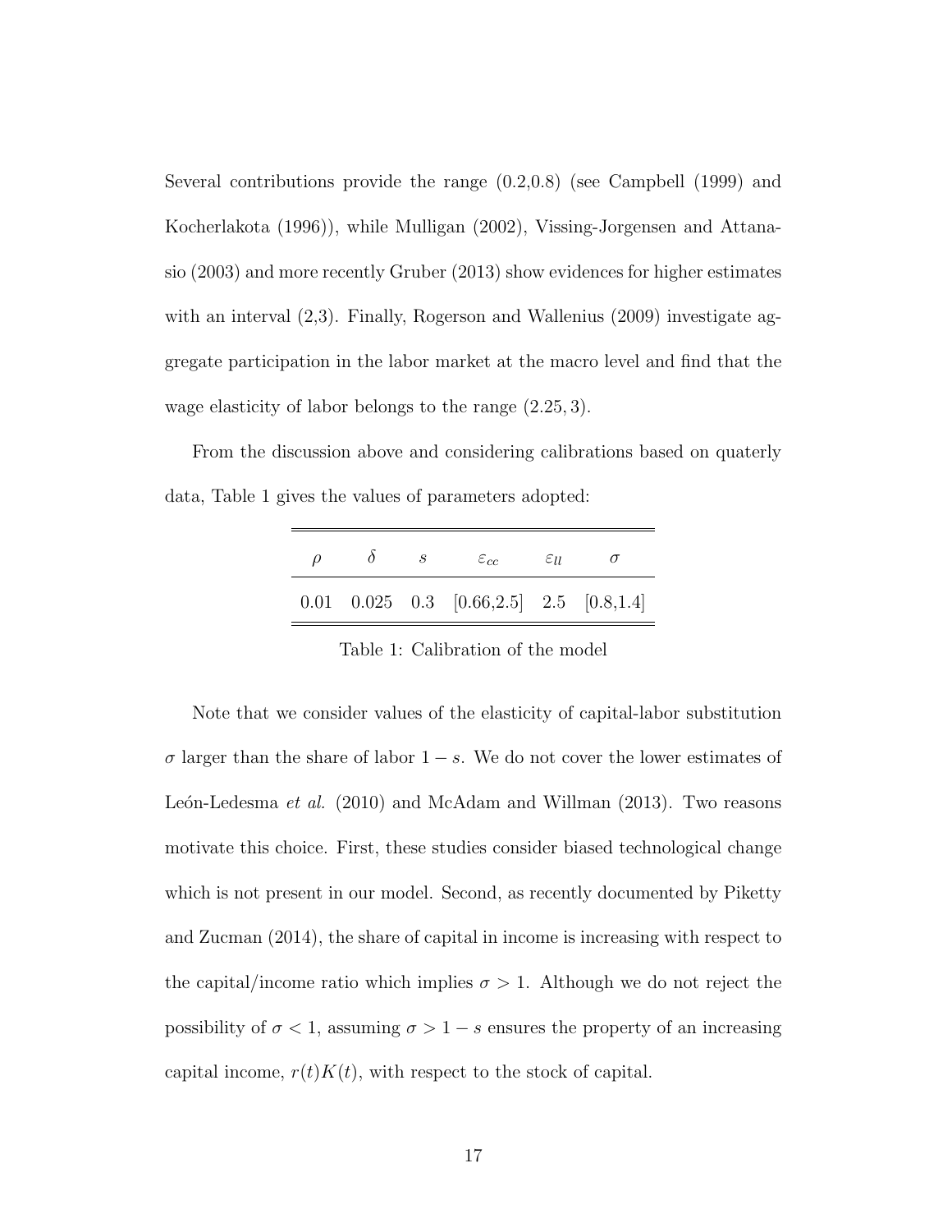Several contributions provide the range (0.2,0.8) (see Campbell (1999) and Kocherlakota (1996)), while Mulligan (2002), Vissing-Jorgensen and Attanasio (2003) and more recently Gruber (2013) show evidences for higher estimates with an interval (2,3). Finally, Rogerson and Wallenius (2009) investigate aggregate participation in the labor market at the macro level and find that the wage elasticity of labor belongs to the range $(2.25, 3)$.

From the discussion above and considering calibrations based on quaterly data, Table 1 gives the values of parameters adopted:

| $\rho$ | $\delta$ | $s$ | $\varepsilon_{cc}$ | $\varepsilon_{ll}$ | $\sigma$ |
|---|---|---|---|---|---|
| 0.01 | 0.025 | 0.3 | [0.66,2.5] | 2.5 | [0.8,1.4] |

Table 1: Calibration of the model

Note that we consider values of the elasticity of capital-labor substitution $\sigma$ larger than the share of labor $1-s$. We do not cover the lower estimates of León-Ledesma *et al.* (2010) and McAdam and Willman (2013). Two reasons motivate this choice. First, these studies consider biased technological change which is not present in our model. Second, as recently documented by Piketty and Zucman (2014), the share of capital in income is increasing with respect to the capital/income ratio which implies $\sigma > 1$. Although we do not reject the possibility of $\sigma < 1$, assuming $\sigma > 1 - s$ ensures the property of an increasing capital income, $r(t)K(t)$, with respect to the stock of capital.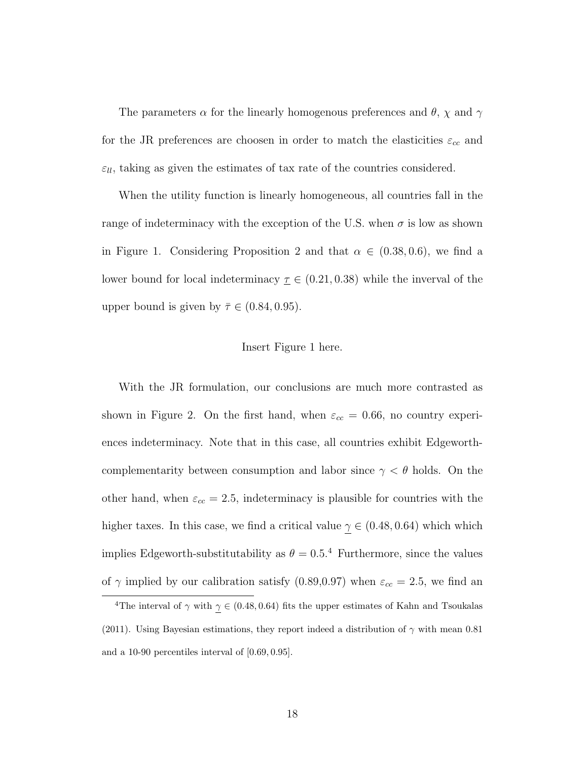The parameters $\alpha$ for the linearly homogenous preferences and $\theta$, $\chi$ and $\gamma$ for the JR preferences are choosen in order to match the elasticities $\varepsilon_{cc}$ and $\varepsilon_{ll}$, taking as given the estimates of tax rate of the countries considered.

When the utility function is linearly homogeneous, all countries fall in the range of indeterminacy with the exception of the U.S. when $\sigma$ is low as shown in Figure 1. Considering Proposition 2 and that $\alpha \in (0.38, 0.6)$, we find a lower bound for local indeterminacy $\underline{\tau} \in (0.21, 0.38)$ while the inverval of the upper bound is given by $\bar{\tau} \in (0.84, 0.95)$.

Insert Figure 1 here.

With the JR formulation, our conclusions are much more contrasted as shown in Figure 2. On the first hand, when $\varepsilon_{cc} = 0.66$, no country experiences indeterminacy. Note that in this case, all countries exhibit Edgeworth-complementarity between consumption and labor since $\gamma < \theta$ holds. On the other hand, when $\varepsilon_{cc} = 2.5$, indeterminacy is plausible for countries with the higher taxes. In this case, we find a critical value $\underline{\gamma} \in (0.48, 0.64)$ which which implies Edgeworth-substitutability as $\theta = 0.5$.[4] Furthermore, since the values of $\gamma$ implied by our calibration satisfy (0.89,0.97) when $\varepsilon_{cc} = 2.5$, we find an

[4]The interval of $\gamma$ with $\underline{\gamma} \in (0.48, 0.64)$ fits the upper estimates of Kahn and Tsoukalas (2011). Using Bayesian estimations, they report indeed a distribution of $\gamma$ with mean 0.81 and a 10-90 percentiles interval of $[0.69, 0.95]$.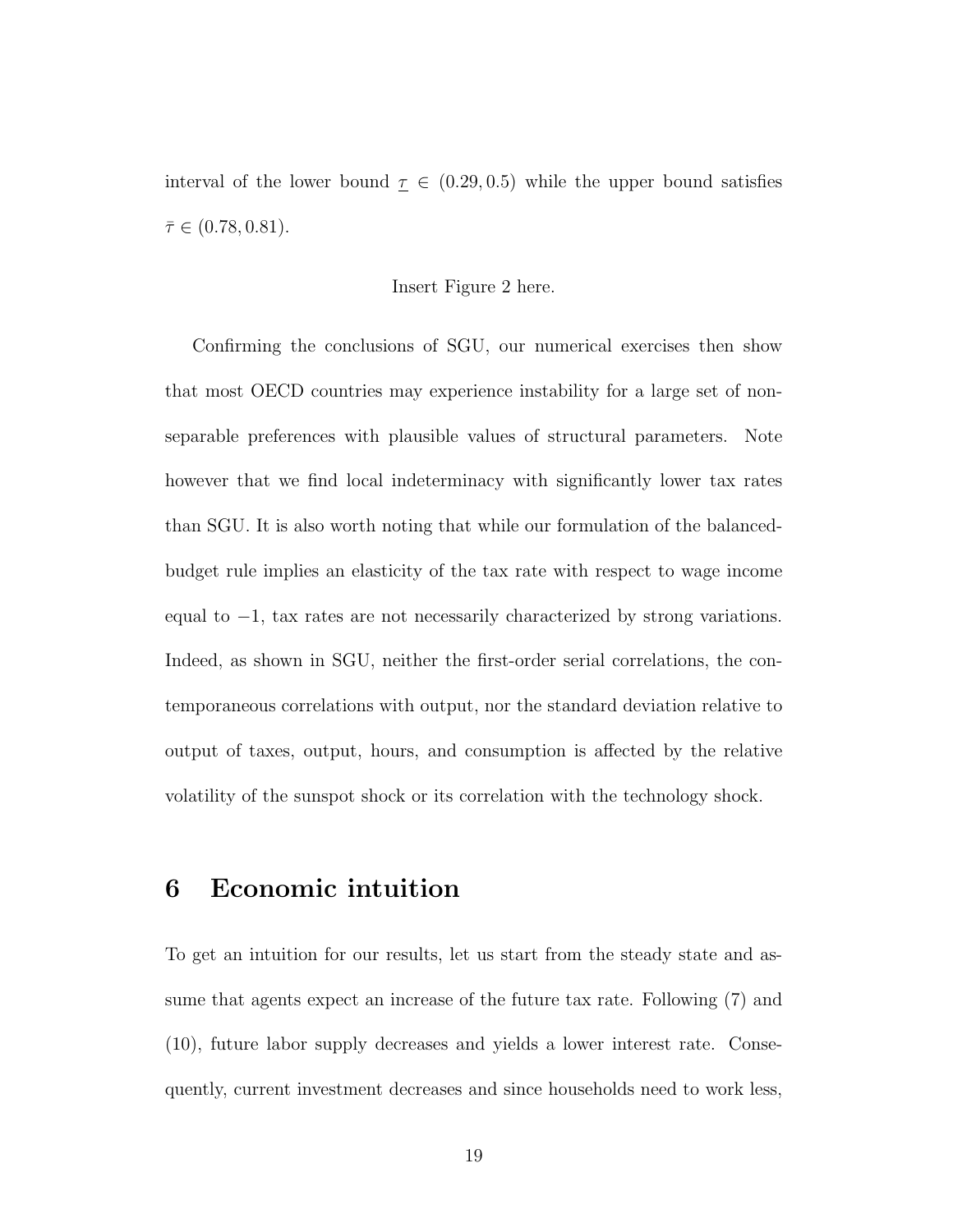interval of the lower bound $\underline{\tau} \in (0.29, 0.5)$ while the upper bound satisfies $\bar{\tau} \in (0.78, 0.81)$.

Insert Figure 2 here.

Confirming the conclusions of SGU, our numerical exercises then show that most OECD countries may experience instability for a large set of non-separable preferences with plausible values of structural parameters. Note however that we find local indeterminacy with significantly lower tax rates than SGU. It is also worth noting that while our formulation of the balanced-budget rule implies an elasticity of the tax rate with respect to wage income equal to $-1$, tax rates are not necessarily characterized by strong variations. Indeed, as shown in SGU, neither the first-order serial correlations, the contemporaneous correlations with output, nor the standard deviation relative to output of taxes, output, hours, and consumption is affected by the relative volatility of the sunspot shock or its correlation with the technology shock.

# 6 Economic intuition

To get an intuition for our results, let us start from the steady state and assume that agents expect an increase of the future tax rate. Following (7) and (10), future labor supply decreases and yields a lower interest rate. Consequently, current investment decreases and since households need to work less,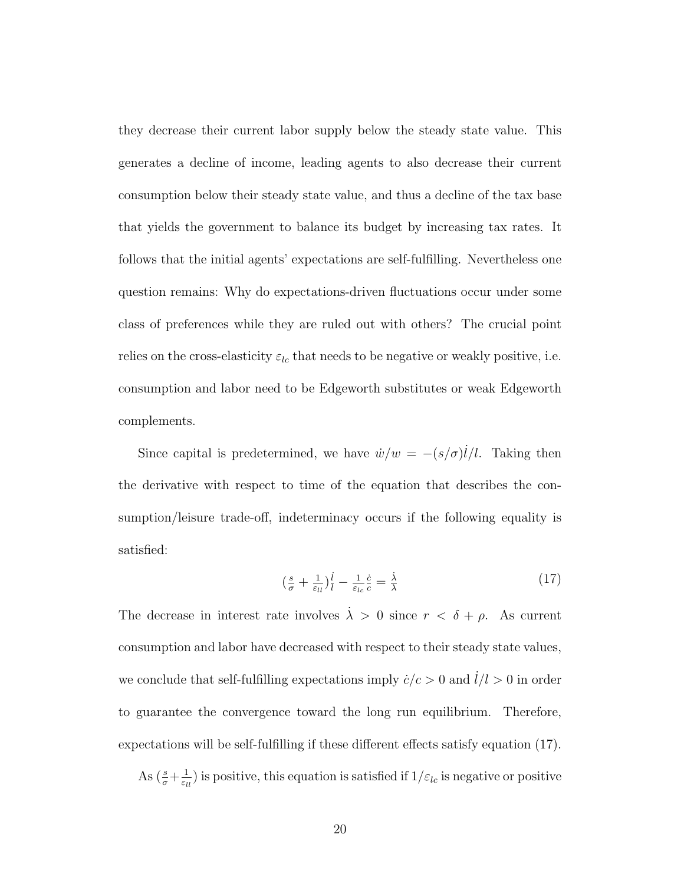they decrease their current labor supply below the steady state value. This generates a decline of income, leading agents to also decrease their current consumption below their steady state value, and thus a decline of the tax base that yields the government to balance its budget by increasing tax rates. It follows that the initial agents' expectations are self-fulfilling. Nevertheless one question remains: Why do expectations-driven fluctuations occur under some class of preferences while they are ruled out with others? The crucial point relies on the cross-elasticity $\varepsilon_{lc}$ that needs to be negative or weakly positive, i.e. consumption and labor need to be Edgeworth substitutes or weak Edgeworth complements.

Since capital is predetermined, we have $\dot{w}/w = -(s/\sigma)\dot{l}/l$. Taking then the derivative with respect to time of the equation that describes the consumption/leisure trade-off, indeterminacy occurs if the following equality is satisfied:

$$(\tfrac{s}{\sigma} + \tfrac{1}{\varepsilon_{ll}})\tfrac{\dot{l}}{l} - \tfrac{1}{\varepsilon_{lc}}\tfrac{\dot{c}}{c} = \tfrac{\dot{\lambda}}{\lambda} \tag{17}$$

The decrease in interest rate involves $\dot{\lambda} > 0$ since $r < \delta + \rho$. As current consumption and labor have decreased with respect to their steady state values, we conclude that self-fulfilling expectations imply $\dot{c}/c > 0$ and $\dot{l}/l > 0$ in order to guarantee the convergence toward the long run equilibrium. Therefore, expectations will be self-fulfilling if these different effects satisfy equation (17).

As $(\frac{s}{\sigma}+\frac{1}{\varepsilon_{ll}})$ is positive, this equation is satisfied if $1/\varepsilon_{lc}$ is negative or positive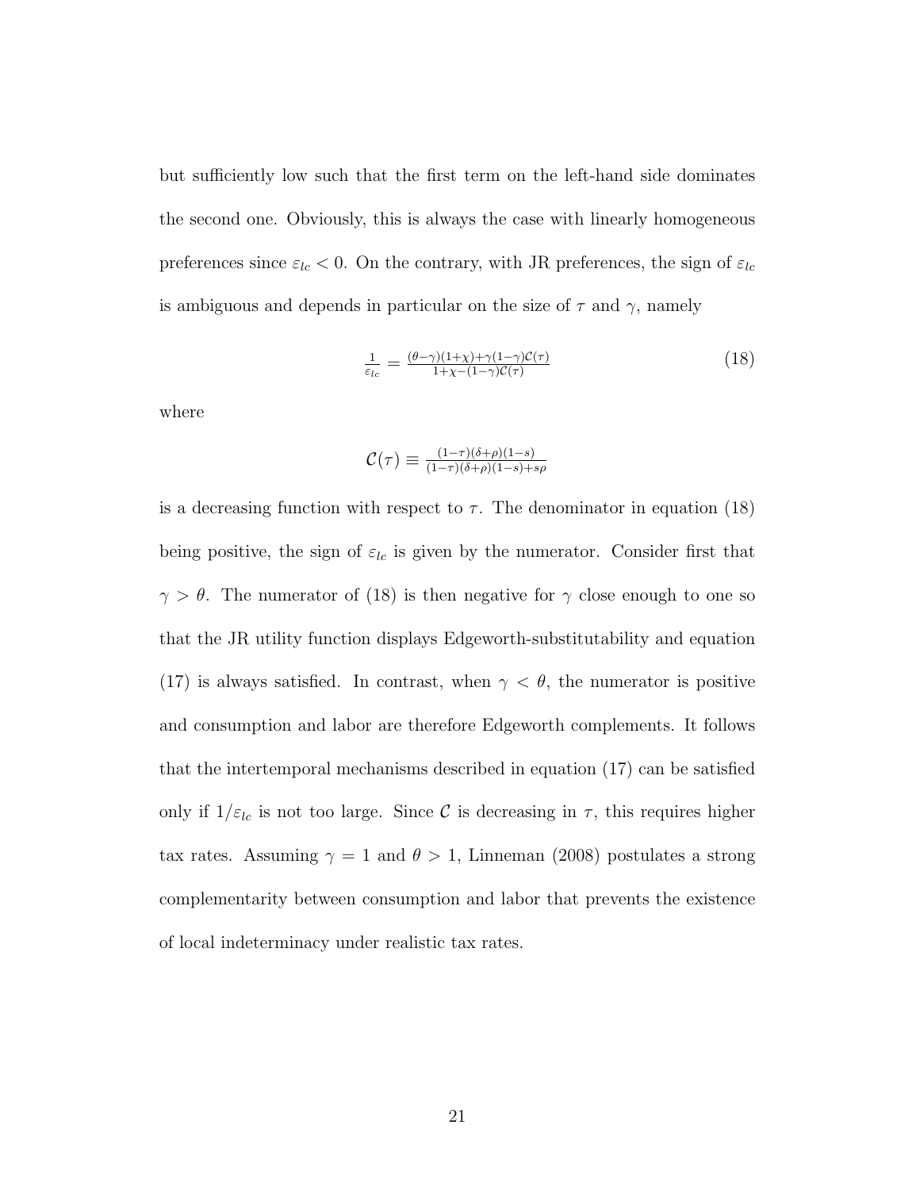but sufficiently low such that the first term on the left-hand side dominates the second one. Obviously, this is always the case with linearly homogeneous preferences since $\varepsilon_{lc} < 0$. On the contrary, with JR preferences, the sign of $\varepsilon_{lc}$ is ambiguous and depends in particular on the size of $\tau$ and $\gamma$, namely

$$\frac{1}{\varepsilon_{lc}} = \frac{(\theta-\gamma)(1+\chi)+\gamma(1-\gamma)\mathcal{C}(\tau)}{1+\chi-(1-\gamma)\mathcal{C}(\tau)} \tag{18}$$

where

$$\mathcal{C}(\tau) \equiv \frac{(1-\tau)(\delta+\rho)(1-s)}{(1-\tau)(\delta+\rho)(1-s)+s\rho}$$

is a decreasing function with respect to $\tau$. The denominator in equation (18) being positive, the sign of $\varepsilon_{lc}$ is given by the numerator. Consider first that $\gamma > \theta$. The numerator of (18) is then negative for $\gamma$ close enough to one so that the JR utility function displays Edgeworth-substitutability and equation (17) is always satisfied. In contrast, when $\gamma < \theta$, the numerator is positive and consumption and labor are therefore Edgeworth complements. It follows that the intertemporal mechanisms described in equation (17) can be satisfied only if $1/\varepsilon_{lc}$ is not too large. Since $\mathcal{C}$ is decreasing in $\tau$, this requires higher tax rates. Assuming $\gamma = 1$ and $\theta > 1$, Linneman (2008) postulates a strong complementarity between consumption and labor that prevents the existence of local indeterminacy under realistic tax rates.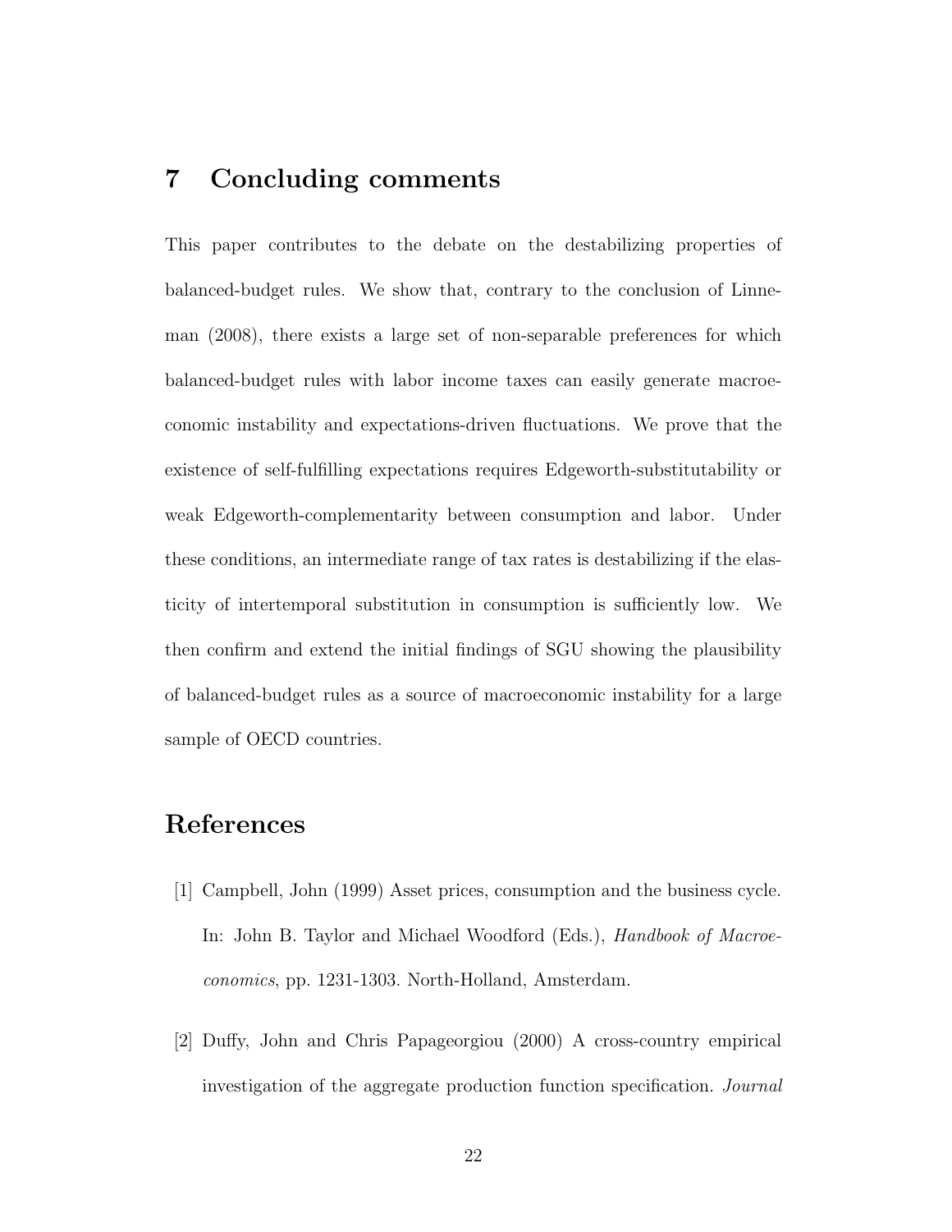## 7 Concluding comments

This paper contributes to the debate on the destabilizing properties of balanced-budget rules. We show that, contrary to the conclusion of Linneman (2008), there exists a large set of non-separable preferences for which balanced-budget rules with labor income taxes can easily generate macroeconomic instability and expectations-driven fluctuations. We prove that the existence of self-fulfilling expectations requires Edgeworth-substitutability or weak Edgeworth-complementarity between consumption and labor. Under these conditions, an intermediate range of tax rates is destabilizing if the elasticity of intertemporal substitution in consumption is sufficiently low. We then confirm and extend the initial findings of SGU showing the plausibility of balanced-budget rules as a source of macroeconomic instability for a large sample of OECD countries.

## References

[1] Campbell, John (1999) Asset prices, consumption and the business cycle. In: John B. Taylor and Michael Woodford (Eds.), *Handbook of Macroeconomics*, pp. 1231-1303. North-Holland, Amsterdam.

[2] Duffy, John and Chris Papageorgiou (2000) A cross-country empirical investigation of the aggregate production function specification. *Journal*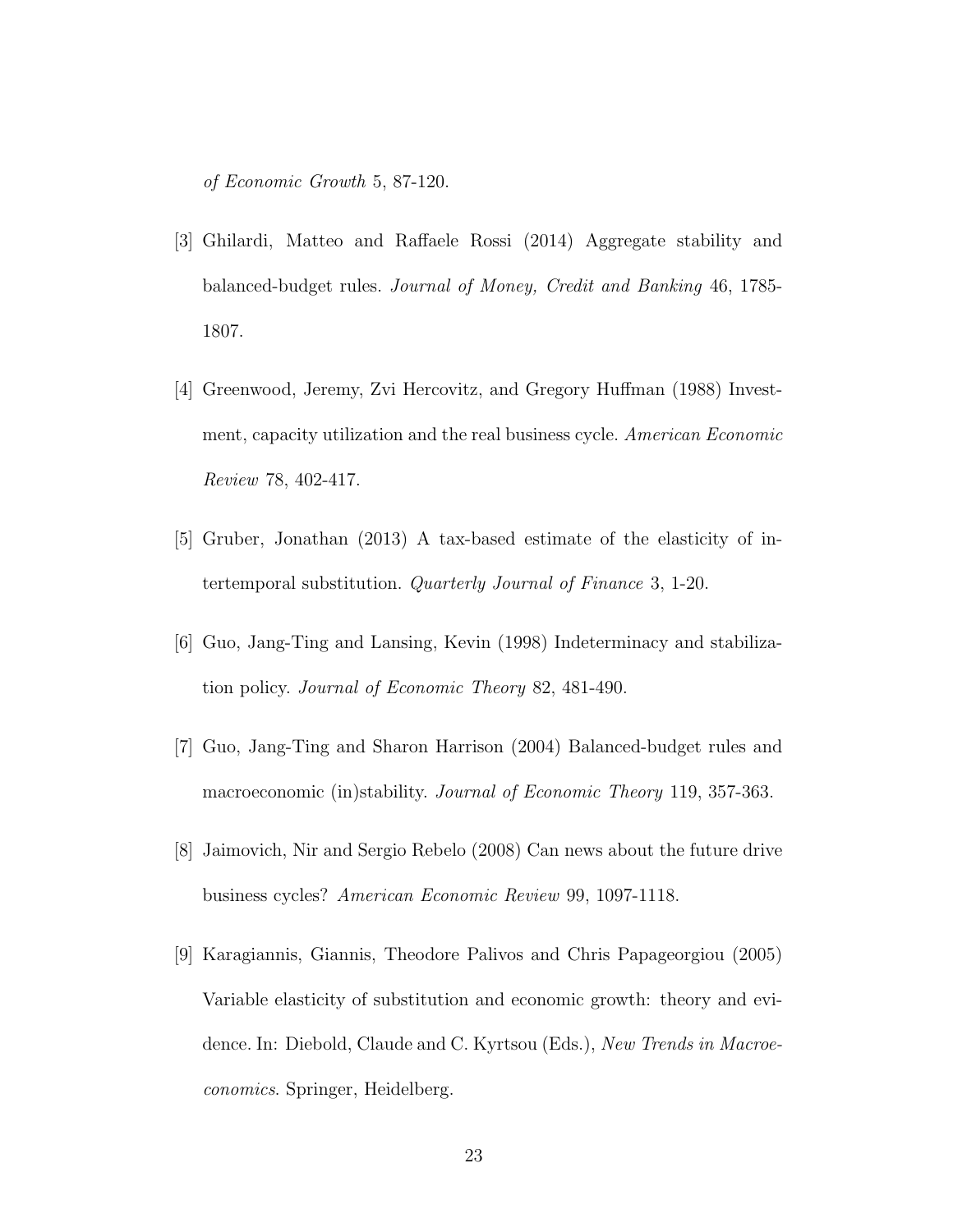*of Economic Growth* 5, 87-120.

[3] Ghilardi, Matteo and Raffaele Rossi (2014) Aggregate stability and balanced-budget rules. *Journal of Money, Credit and Banking* 46, 1785-1807.

[4] Greenwood, Jeremy, Zvi Hercovitz, and Gregory Huffman (1988) Investment, capacity utilization and the real business cycle. *American Economic Review* 78, 402-417.

[5] Gruber, Jonathan (2013) A tax-based estimate of the elasticity of intertemporal substitution. *Quarterly Journal of Finance* 3, 1-20.

[6] Guo, Jang-Ting and Lansing, Kevin (1998) Indeterminacy and stabilization policy. *Journal of Economic Theory* 82, 481-490.

[7] Guo, Jang-Ting and Sharon Harrison (2004) Balanced-budget rules and macroeconomic (in)stability. *Journal of Economic Theory* 119, 357-363.

[8] Jaimovich, Nir and Sergio Rebelo (2008) Can news about the future drive business cycles? *American Economic Review* 99, 1097-1118.

[9] Karagiannis, Giannis, Theodore Palivos and Chris Papageorgiou (2005) Variable elasticity of substitution and economic growth: theory and evidence. In: Diebold, Claude and C. Kyrtsou (Eds.), *New Trends in Macroeconomics*. Springer, Heidelberg.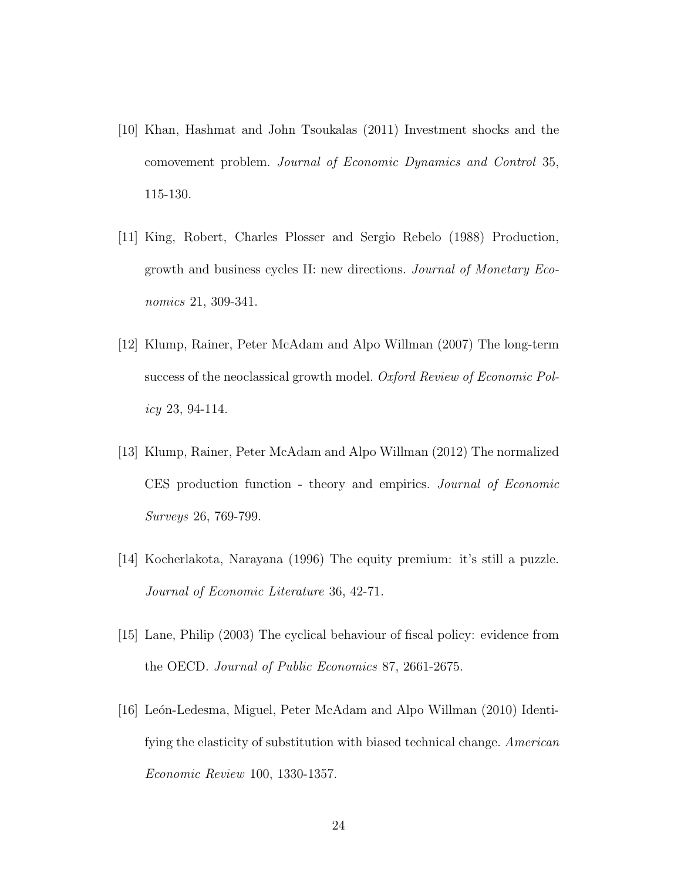[10] Khan, Hashmat and John Tsoukalas (2011) Investment shocks and the comovement problem. *Journal of Economic Dynamics and Control* 35, 115-130.

[11] King, Robert, Charles Plosser and Sergio Rebelo (1988) Production, growth and business cycles II: new directions. *Journal of Monetary Economics* 21, 309-341.

[12] Klump, Rainer, Peter McAdam and Alpo Willman (2007) The long-term success of the neoclassical growth model. *Oxford Review of Economic Policy* 23, 94-114.

[13] Klump, Rainer, Peter McAdam and Alpo Willman (2012) The normalized CES production function - theory and empirics. *Journal of Economic Surveys* 26, 769-799.

[14] Kocherlakota, Narayana (1996) The equity premium: it's still a puzzle. *Journal of Economic Literature* 36, 42-71.

[15] Lane, Philip (2003) The cyclical behaviour of fiscal policy: evidence from the OECD. *Journal of Public Economics* 87, 2661-2675.

[16] León-Ledesma, Miguel, Peter McAdam and Alpo Willman (2010) Identifying the elasticity of substitution with biased technical change. *American Economic Review* 100, 1330-1357.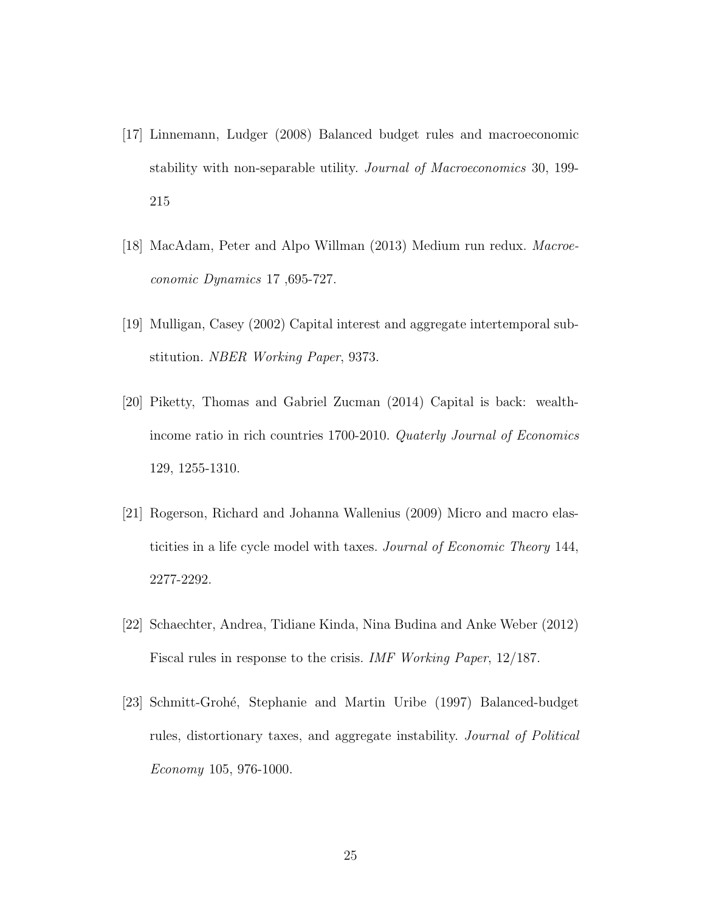[17] Linnemann, Ludger (2008) Balanced budget rules and macroeconomic stability with non-separable utility. *Journal of Macroeconomics* 30, 199-215

[18] MacAdam, Peter and Alpo Willman (2013) Medium run redux. *Macroeconomic Dynamics* 17 ,695-727.

[19] Mulligan, Casey (2002) Capital interest and aggregate intertemporal substitution. *NBER Working Paper*, 9373.

[20] Piketty, Thomas and Gabriel Zucman (2014) Capital is back: wealth-income ratio in rich countries 1700-2010. *Quaterly Journal of Economics* 129, 1255-1310.

[21] Rogerson, Richard and Johanna Wallenius (2009) Micro and macro elasticities in a life cycle model with taxes. *Journal of Economic Theory* 144, 2277-2292.

[22] Schaechter, Andrea, Tidiane Kinda, Nina Budina and Anke Weber (2012) Fiscal rules in response to the crisis. *IMF Working Paper*, 12/187.

[23] Schmitt-Grohé, Stephanie and Martin Uribe (1997) Balanced-budget rules, distortionary taxes, and aggregate instability. *Journal of Political Economy* 105, 976-1000.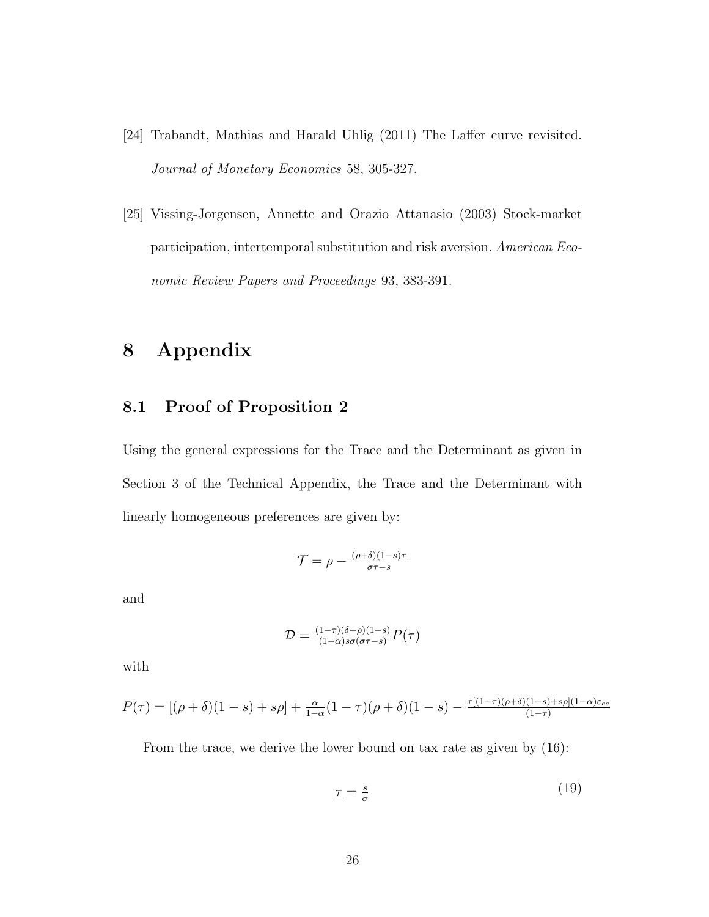[24] Trabandt, Mathias and Harald Uhlig (2011) The Laffer curve revisited. *Journal of Monetary Economics* 58, 305-327.

[25] Vissing-Jorgensen, Annette and Orazio Attanasio (2003) Stock-market participation, intertemporal substitution and risk aversion. *American Economic Review Papers and Proceedings* 93, 383-391.

# 8 Appendix

## 8.1 Proof of Proposition 2

Using the general expressions for the Trace and the Determinant as given in Section 3 of the Technical Appendix, the Trace and the Determinant with linearly homogeneous preferences are given by:

$$\mathcal{T} = \rho - \frac{(\rho+\delta)(1-s)\tau}{\sigma\tau - s}$$

and

$$\mathcal{D} = \frac{(1-\tau)(\delta+\rho)(1-s)}{(1-\alpha)s\sigma(\sigma\tau - s)} P(\tau)$$

with

$$P(\tau) = [(\rho+\delta)(1-s) + s\rho] + \frac{\alpha}{1-\alpha}(1-\tau)(\rho+\delta)(1-s) - \frac{\tau[(1-\tau)(\rho+\delta)(1-s)+s\rho](1-\alpha)\varepsilon_{cc}}{(1-\tau)}$$

From the trace, we derive the lower bound on tax rate as given by (16):

$$\underline{\tau} = \frac{s}{\sigma} \tag{19}$$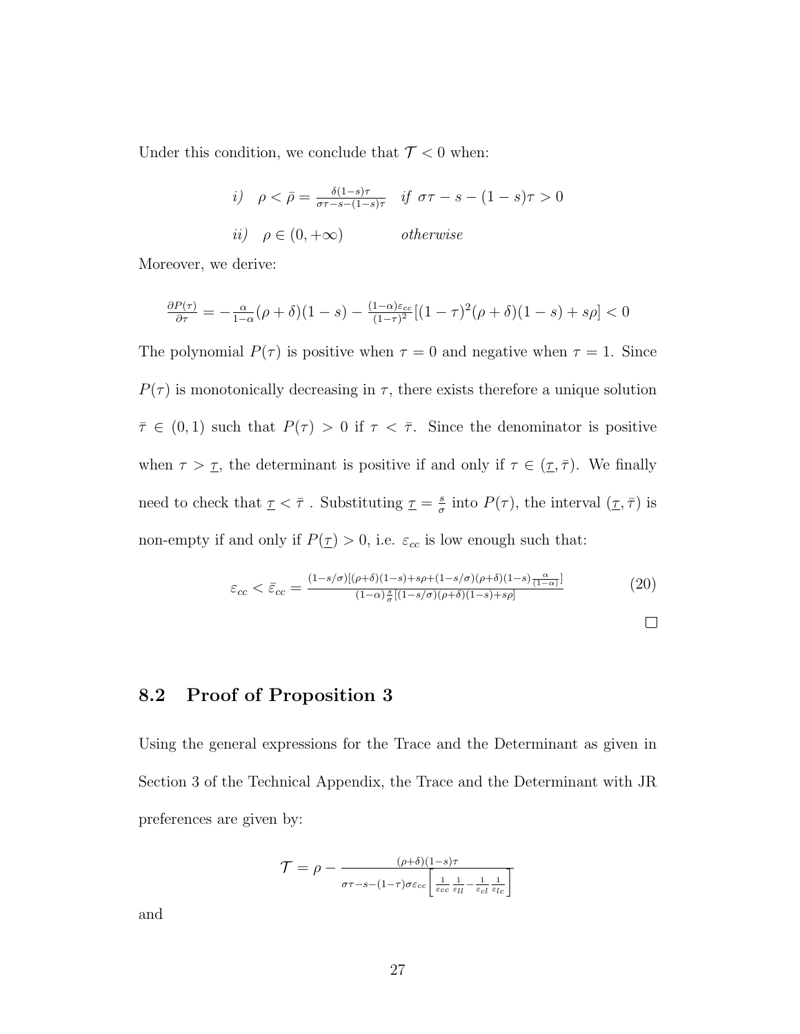Under this condition, we conclude that $\mathcal{T} < 0$ when:

$$i) \quad \rho < \bar{\rho} = \frac{\delta(1-s)\tau}{\sigma\tau - s - (1-s)\tau} \quad if \ \sigma\tau - s - (1-s)\tau > 0$$

$$ii) \quad \rho \in (0, +\infty) \qquad \qquad otherwise$$

Moreover, we derive:

$$\frac{\partial P(\tau)}{\partial \tau} = -\frac{\alpha}{1-\alpha}(\rho+\delta)(1-s) - \frac{(1-\alpha)\varepsilon_{cc}}{(1-\tau)^2}[(1-\tau)^2(\rho+\delta)(1-s) + s\rho] < 0$$

The polynomial $P(\tau)$ is positive when $\tau = 0$ and negative when $\tau = 1$. Since $P(\tau)$ is monotonically decreasing in $\tau$, there exists therefore a unique solution $\bar{\tau} \in (0, 1)$ such that $P(\tau) > 0$ if $\tau < \bar{\tau}$. Since the denominator is positive when $\tau > \underline{\tau}$, the determinant is positive if and only if $\tau \in (\underline{\tau}, \bar{\tau})$. We finally need to check that $\underline{\tau} < \bar{\tau}$ . Substituting $\underline{\tau} = \frac{s}{\sigma}$ into $P(\tau)$, the interval $(\underline{\tau}, \bar{\tau})$ is non-empty if and only if $P(\underline{\tau}) > 0$, i.e. $\varepsilon_{cc}$ is low enough such that:

$$\varepsilon_{cc} < \bar{\varepsilon}_{cc} = \frac{(1-s/\sigma)[(\rho+\delta)(1-s)+s\rho+(1-s/\sigma)(\rho+\delta)(1-s)\frac{\alpha}{(1-\alpha)}]}{(1-\alpha)\frac{s}{\sigma}[(1-s/\sigma)(\rho+\delta)(1-s)+s\rho]} \tag{20}$$

□

## 8.2 Proof of Proposition 3

Using the general expressions for the Trace and the Determinant as given in Section 3 of the Technical Appendix, the Trace and the Determinant with JR preferences are given by:

$$\mathcal{T} = \rho - \frac{(\rho+\delta)(1-s)\tau}{\sigma\tau - s - (1-\tau)\sigma\varepsilon_{cc}\left[\frac{1}{\varepsilon_{cc}}\frac{1}{\varepsilon_{ll}} - \frac{1}{\varepsilon_{cl}}\frac{1}{\varepsilon_{lc}}\right]}$$

and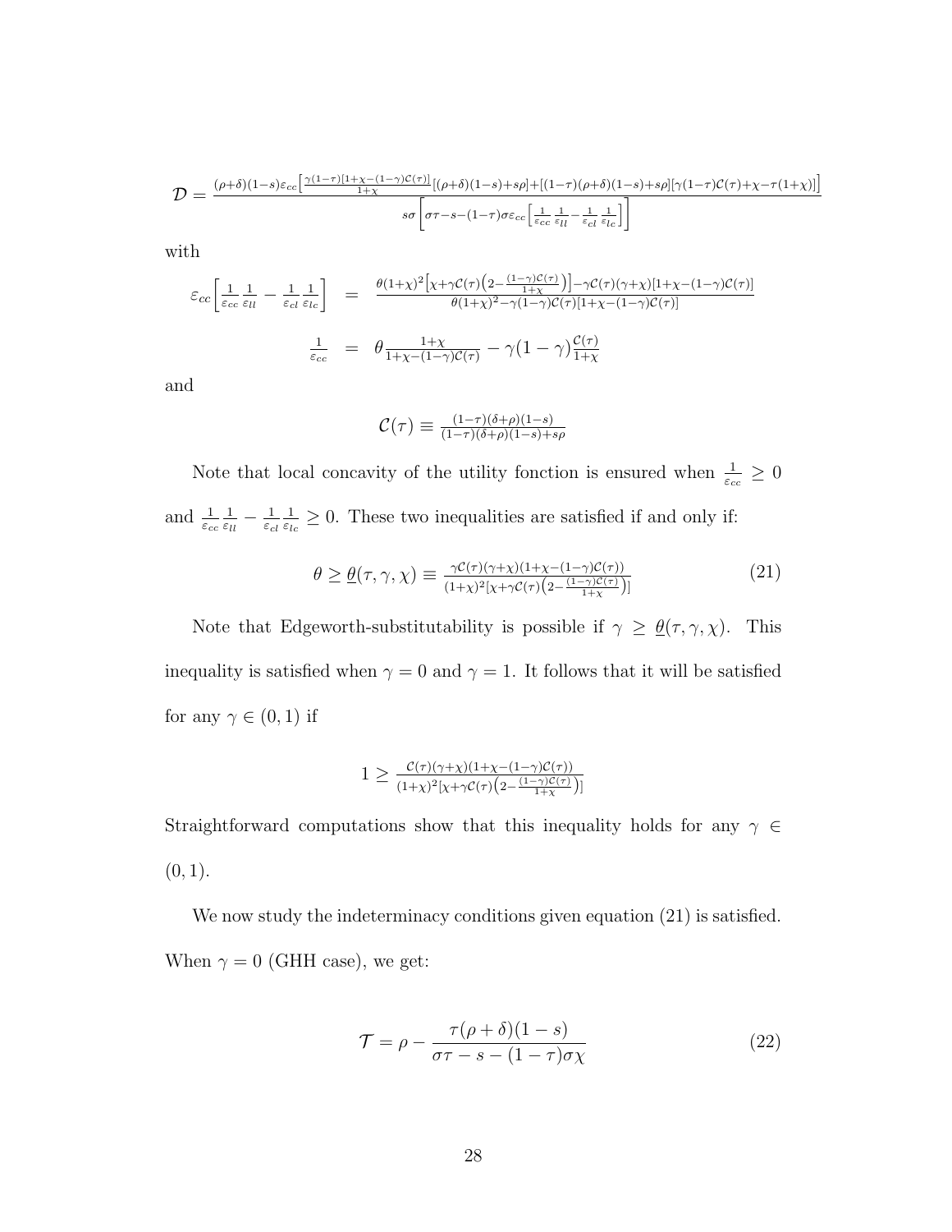$$\mathcal{D} = \frac{(\rho+\delta)(1-s)\varepsilon_{cc}\left[\frac{\gamma(1-\tau)[1+\chi-(1-\gamma)\mathcal{C}(\tau)]}{1+\chi}[(\rho+\delta)(1-s)+s\rho]+[(1-\tau)(\rho+\delta)(1-s)+s\rho][\gamma(1-\tau)\mathcal{C}(\tau)+\chi-\tau(1+\chi)]\right]}{s\sigma\left[\sigma\tau-s-(1-\tau)\sigma\varepsilon_{cc}\left[\frac{1}{\varepsilon_{cc}}\frac{1}{\varepsilon_{ll}}-\frac{1}{\varepsilon_{cl}}\frac{1}{\varepsilon_{lc}}\right]\right]}$$

with

$$\varepsilon_{cc}\left[\frac{1}{\varepsilon_{cc}}\frac{1}{\varepsilon_{ll}}-\frac{1}{\varepsilon_{cl}}\frac{1}{\varepsilon_{lc}}\right] = \frac{\theta(1+\chi)^2\left[\chi+\gamma\mathcal{C}(\tau)\left(2-\frac{(1-\gamma)\mathcal{C}(\tau)}{1+\chi}\right)\right]-\gamma\mathcal{C}(\tau)(\gamma+\chi)[1+\chi-(1-\gamma)\mathcal{C}(\tau)]}{\theta(1+\chi)^2-\gamma(1-\gamma)\mathcal{C}(\tau)[1+\chi-(1-\gamma)\mathcal{C}(\tau)]}$$

$$\frac{1}{\varepsilon_{cc}} = \theta\frac{1+\chi}{1+\chi-(1-\gamma)\mathcal{C}(\tau)}-\gamma(1-\gamma)\frac{\mathcal{C}(\tau)}{1+\chi}$$

and

$$\mathcal{C}(\tau) \equiv \frac{(1-\tau)(\delta+\rho)(1-s)}{(1-\tau)(\delta+\rho)(1-s)+s\rho}$$

Note that local concavity of the utility fonction is ensured when $\frac{1}{\varepsilon_{cc}} \geq 0$ and $\frac{1}{\varepsilon_{cc}}\frac{1}{\varepsilon_{ll}}-\frac{1}{\varepsilon_{cl}}\frac{1}{\varepsilon_{lc}} \geq 0$. These two inequalities are satisfied if and only if:

$$\theta \geq \underline{\theta}(\tau,\gamma,\chi) \equiv \frac{\gamma\mathcal{C}(\tau)(\gamma+\chi)(1+\chi-(1-\gamma)\mathcal{C}(\tau))}{(1+\chi)^2[\chi+\gamma\mathcal{C}(\tau)\left(2-\frac{(1-\gamma)\mathcal{C}(\tau)}{1+\chi}\right)]} \tag{21}$$

Note that Edgeworth-substitutability is possible if $\gamma \geq \underline{\theta}(\tau,\gamma,\chi)$. This inequality is satisfied when $\gamma = 0$ and $\gamma = 1$. It follows that it will be satisfied for any $\gamma \in (0,1)$ if

$$1 \geq \frac{\mathcal{C}(\tau)(\gamma+\chi)(1+\chi-(1-\gamma)\mathcal{C}(\tau))}{(1+\chi)^2[\chi+\gamma\mathcal{C}(\tau)\left(2-\frac{(1-\gamma)\mathcal{C}(\tau)}{1+\chi}\right)]}$$

Straightforward computations show that this inequality holds for any $\gamma \in (0,1)$.

We now study the indeterminacy conditions given equation (21) is satisfied. When $\gamma = 0$ (GHH case), we get:

$$\mathcal{T} = \rho - \frac{\tau(\rho+\delta)(1-s)}{\sigma\tau - s - (1-\tau)\sigma\chi} \tag{22}$$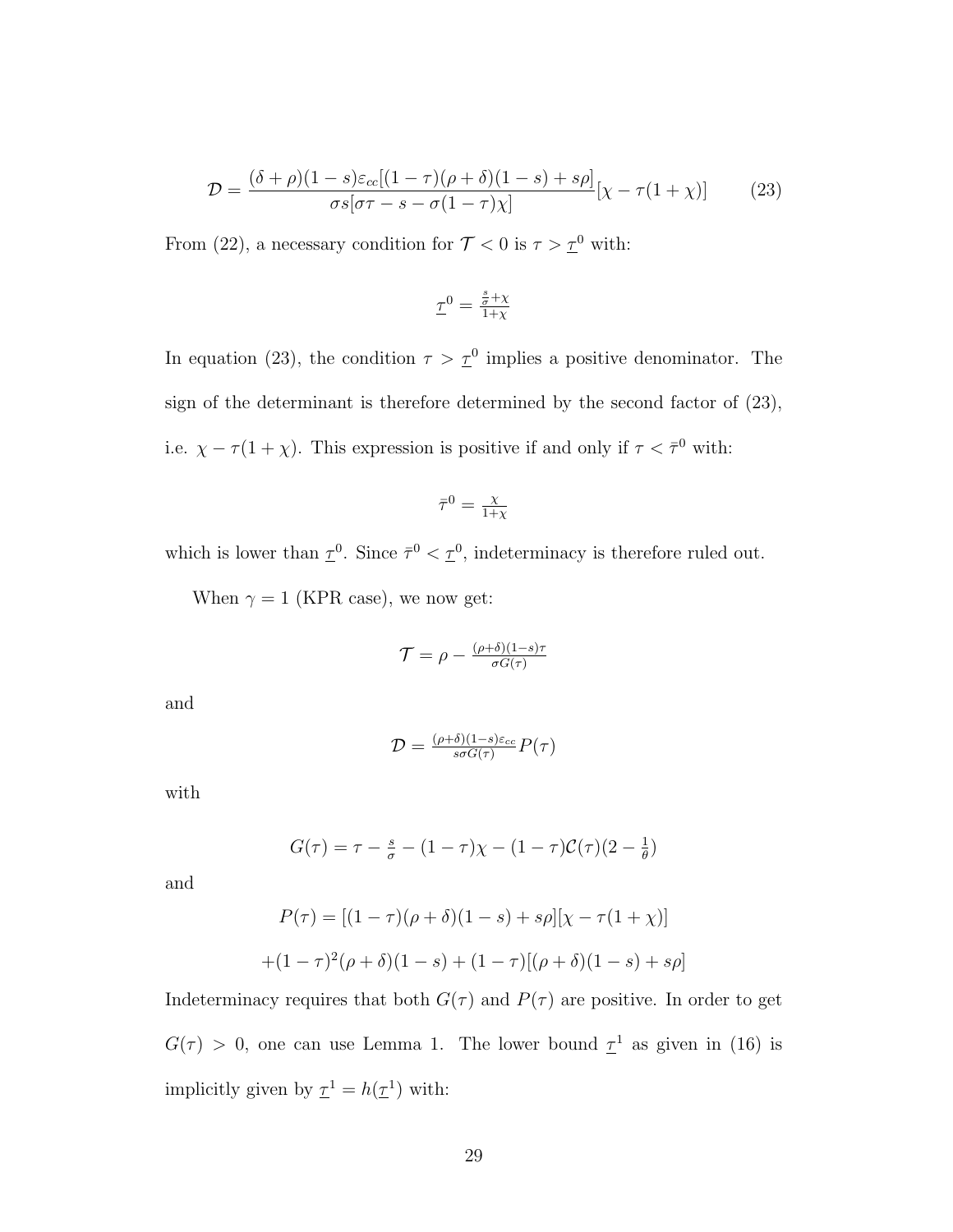$$\mathcal{D} = \frac{(\delta+\rho)(1-s)\varepsilon_{cc}[(1-\tau)(\rho+\delta)(1-s)+s\rho]}{\sigma s[\sigma\tau - s - \sigma(1-\tau)\chi]}[\chi - \tau(1+\chi)] \tag{23}$$

From (22), a necessary condition for $\mathcal{T} < 0$ is $\tau > \underline{\tau}^0$ with:

$$\underline{\tau}^0 = \frac{\frac{s}{\sigma}+\chi}{1+\chi}$$

In equation (23), the condition $\tau > \underline{\tau}^0$ implies a positive denominator. The sign of the determinant is therefore determined by the second factor of (23), i.e. $\chi - \tau(1+\chi)$. This expression is positive if and only if $\tau < \bar{\tau}^0$ with:

$$\bar{\tau}^0 = \frac{\chi}{1+\chi}$$

which is lower than $\underline{\tau}^0$. Since $\bar{\tau}^0 < \underline{\tau}^0$, indeterminacy is therefore ruled out.

When $\gamma = 1$ (KPR case), we now get:

$$\mathcal{T} = \rho - \frac{(\rho+\delta)(1-s)\tau}{\sigma G(\tau)}$$

and

$$\mathcal{D} = \frac{(\rho+\delta)(1-s)\varepsilon_{cc}}{s\sigma G(\tau)}P(\tau)$$

with

$$G(\tau) = \tau - \frac{s}{\sigma} - (1-\tau)\chi - (1-\tau)\mathcal{C}(\tau)(2-\tfrac{1}{\theta})$$

and

$$P(\tau) = [(1-\tau)(\rho+\delta)(1-s)+s\rho][\chi - \tau(1+\chi)]$$
$$+(1-\tau)^2(\rho+\delta)(1-s) + (1-\tau)[(\rho+\delta)(1-s)+s\rho]$$

Indeterminacy requires that both $G(\tau)$ and $P(\tau)$ are positive. In order to get $G(\tau) > 0$, one can use Lemma 1. The lower bound $\underline{\tau}^1$ as given in (16) is implicitly given by $\underline{\tau}^1 = h(\underline{\tau}^1)$ with: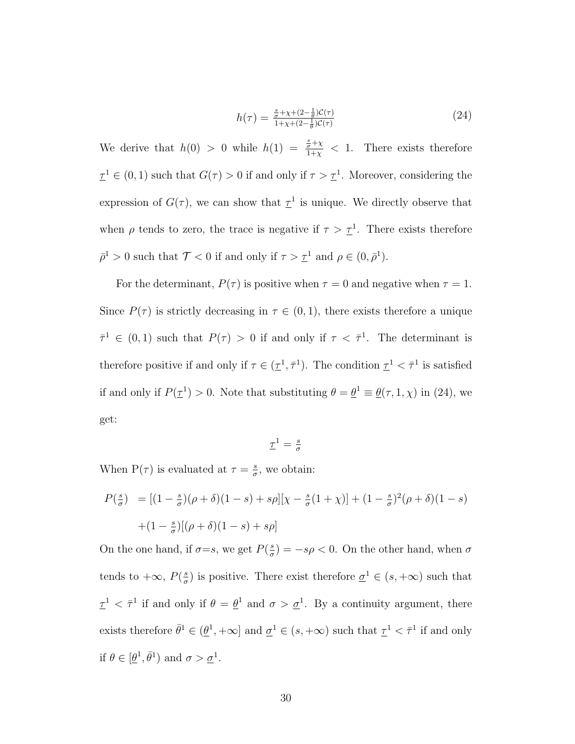$$h(\tau) = \frac{\frac{s}{\sigma}+\chi+(2-\frac{1}{\theta})\mathcal{C}(\tau)}{1+\chi+(2-\frac{1}{\theta})\mathcal{C}(\tau)} \tag{24}$$

We derive that $h(0) > 0$ while $h(1) = \frac{\frac{s}{\sigma}+\chi}{1+\chi} < 1$. There exists therefore $\underline{\tau}^1 \in (0,1)$ such that $G(\tau) > 0$ if and only if $\tau > \underline{\tau}^1$. Moreover, considering the expression of $G(\tau)$, we can show that $\underline{\tau}^1$ is unique. We directly observe that when $\rho$ tends to zero, the trace is negative if $\tau > \underline{\tau}^1$. There exists therefore $\bar{\rho}^1 > 0$ such that $\mathcal{T} < 0$ if and only if $\tau > \underline{\tau}^1$ and $\rho \in (0, \bar{\rho}^1)$.

For the determinant, $P(\tau)$ is positive when $\tau = 0$ and negative when $\tau = 1$. Since $P(\tau)$ is strictly decreasing in $\tau \in (0,1)$, there exists therefore a unique $\bar{\tau}^1 \in (0,1)$ such that $P(\tau) > 0$ if and only if $\tau < \bar{\tau}^1$. The determinant is therefore positive if and only if $\tau \in (\underline{\tau}^1, \bar{\tau}^1)$. The condition $\underline{\tau}^1 < \bar{\tau}^1$ is satisfied if and only if $P(\underline{\tau}^1) > 0$. Note that substituting $\theta = \underline{\theta}^1 \equiv \underline{\theta}(\tau, 1, \chi)$ in (24), we get:

$$\underline{\tau}^1 = \frac{s}{\sigma}$$

When P($\tau$) is evaluated at $\tau = \frac{s}{\sigma}$, we obtain:

$$\begin{aligned} P(\tfrac{s}{\sigma}) &= [(1-\tfrac{s}{\sigma})(\rho+\delta)(1-s)+s\rho][\chi - \tfrac{s}{\sigma}(1+\chi)] + (1-\tfrac{s}{\sigma})^2(\rho+\delta)(1-s) \\ &\quad + (1-\tfrac{s}{\sigma})[(\rho+\delta)(1-s)+s\rho] \end{aligned}$$

On the one hand, if $\sigma$=$s$, we get $P(\frac{s}{\sigma}) = -s\rho < 0$. On the other hand, when $\sigma$ tends to $+\infty$, $P(\frac{s}{\sigma})$ is positive. There exist therefore $\underline{\sigma}^1 \in (s, +\infty)$ such that $\underline{\tau}^1 < \bar{\tau}^1$ if and only if $\theta = \underline{\theta}^1$ and $\sigma > \underline{\sigma}^1$. By a continuity argument, there exists therefore $\bar{\theta}^1 \in (\underline{\theta}^1, +\infty]$ and $\underline{\sigma}^1 \in (s, +\infty)$ such that $\underline{\tau}^1 < \bar{\tau}^1$ if and only if $\theta \in [\underline{\theta}^1, \bar{\theta}^1)$ and $\sigma > \underline{\sigma}^1$.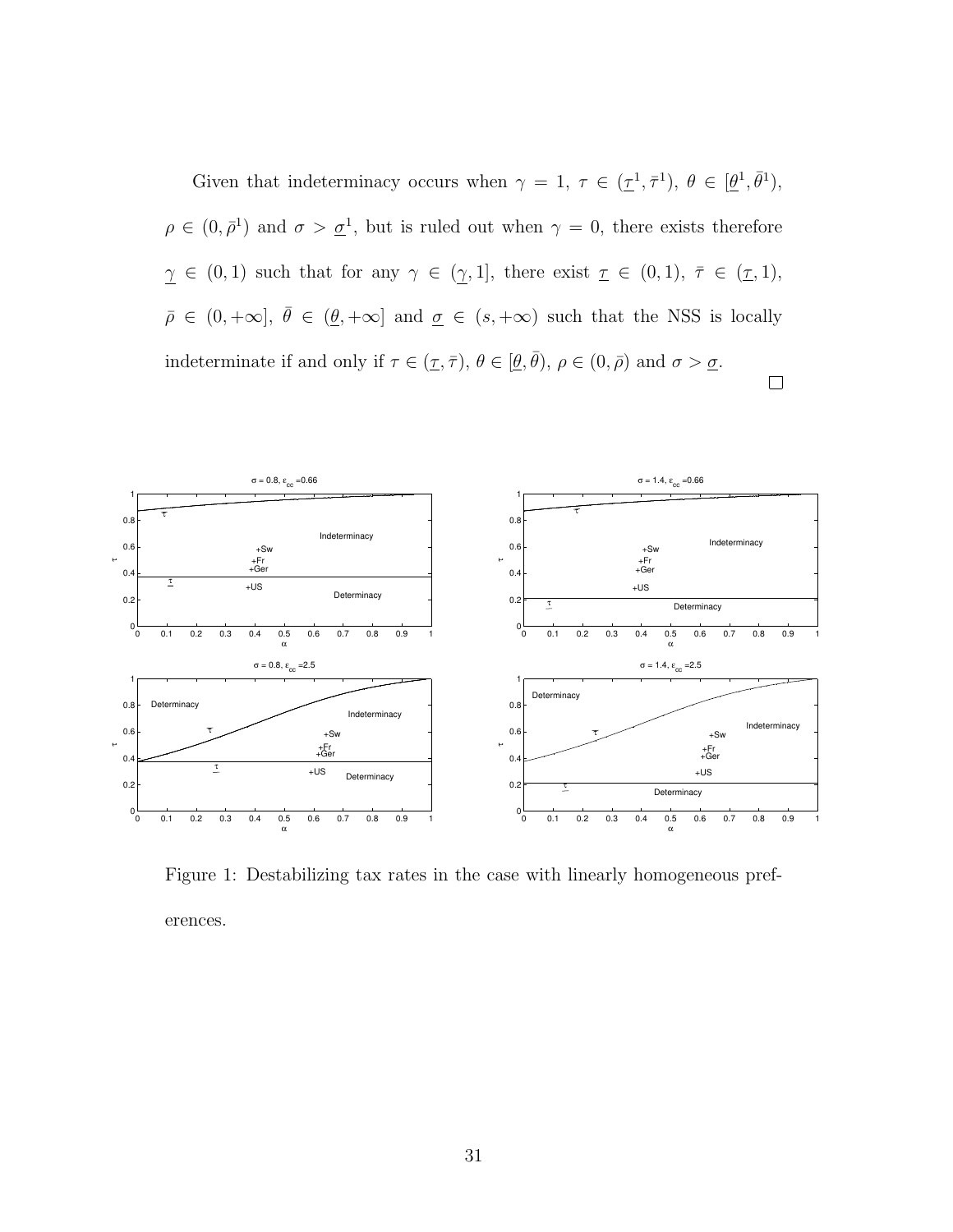Given that indeterminacy occurs when $\gamma = 1$, $\tau \in (\underline{\tau}^1, \bar{\tau}^1)$, $\theta \in [\underline{\theta}^1, \bar{\theta}^1)$, $\rho \in (0, \bar{\rho}^1)$ and $\sigma > \underline{\sigma}^1$, but is ruled out when $\gamma = 0$, there exists therefore $\underline{\gamma} \in (0,1)$ such that for any $\gamma \in (\underline{\gamma}, 1]$, there exist $\underline{\tau} \in (0,1)$, $\bar{\tau} \in (\underline{\tau}, 1)$, $\bar{\rho} \in (0, +\infty]$, $\bar{\theta} \in (\underline{\theta}, +\infty]$ and $\underline{\sigma} \in (s, +\infty)$ such that the NSS is locally indeterminate if and only if $\tau \in (\underline{\tau}, \bar{\tau})$, $\theta \in [\underline{\theta}, \bar{\theta})$, $\rho \in (0, \bar{\rho})$ and $\sigma > \underline{\sigma}$. □

σ = 0.8, ε_cc = 0.66
τ̄
τ̲
Indeterminacy
Determinacy
+Sw
+Fr
+Ger
+US
α
τ

σ = 1.4, ε_cc = 0.66
τ̄
τ̲
Indeterminacy
Determinacy
+Sw
+Fr
+Ger
+US
α
τ

σ = 0.8, ε_cc = 2.5
Determinacy
τ̄
τ̲
Indeterminacy
Determinacy
+Sw
+Fr
+Ger
+US
α
τ

σ = 1.4, ε_cc = 2.5
Determinacy
τ̄
τ̲
Indeterminacy
Determinacy
+Sw
+Fr
+Ger
+US
α
τ

Figure 1: Destabilizing tax rates in the case with linearly homogeneous preferences.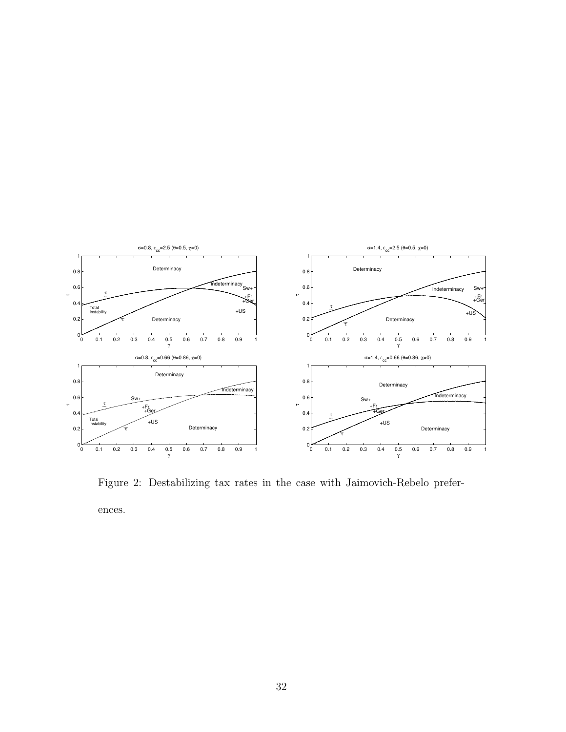$\sigma$=0.8, $\varepsilon_{cc}$=2.5 ($\theta$=0.5, $\chi$=0)

Determinacy

Indeterminacy

Sw+

+Fr

+Ger

+US

Total Instability

Determinacy

$\underline{\tau}$

$\bar{\tau}$

$\tau$

$\gamma$

0 0.1 0.2 0.3 0.4 0.5 0.6 0.7 0.8 0.9 1

0 0.2 0.4 0.6 0.8 1

$\sigma$=1.4, $\varepsilon_{cc}$=2.5 ($\theta$=0.5, $\chi$=0)

Determinacy

Indeterminacy

Sw+

+Fr

+Ger

+US

Determinacy

$\underline{\tau}$

$\bar{\tau}$

$\tau$

$\gamma$

0 0.1 0.2 0.3 0.4 0.5 0.6 0.7 0.8 0.9 1

0 0.2 0.4 0.6 0.8 1

$\sigma$=0.8, $\varepsilon_{cc}$=0.66 ($\theta$=0.86, $\chi$=0)

Determinacy

Indeterminacy

Sw+

+Fr

+Ger

+US

Total Instability

Determinacy

$\underline{\tau}$

$\bar{\tau}$

$\tau$

$\gamma$

0 0.1 0.2 0.3 0.4 0.5 0.6 0.7 0.8 0.9 1

0 0.2 0.4 0.6 0.8 1

$\sigma$=1.4, $\varepsilon_{cc}$=0.66 ($\theta$=0.86, $\chi$=0)

Determinacy

Indeterminacy

Sw+

+Fr

+Ger

+US

Determinacy

$\underline{\tau}$

$\bar{\tau}$

$\tau$

$\gamma$

0 0.1 0.2 0.3 0.4 0.5 0.6 0.7 0.8 0.9 1

0 0.2 0.4 0.6 0.8 1

Figure 2: Destabilizing tax rates in the case with Jaimovich-Rebelo preferences.